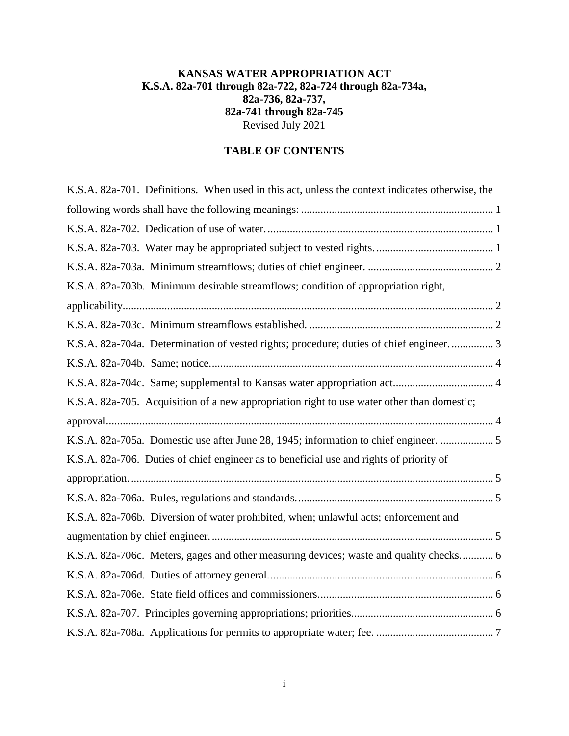**KANSAS WATER APPROPRIATION ACT**
**K.S.A. 82a-701 through 82a-722, 82a-724 through 82a-734a,**
**82a-736, 82a-737,**
**82a-741 through 82a-745**
Revised July 2021

## TABLE OF CONTENTS

K.S.A. 82a-701. Definitions. When used in this act, unless the context indicates otherwise, the following words shall have the following meanings: ..... 1

K.S.A. 82a-702. Dedication of use of water. ..... 1

K.S.A. 82a-703. Water may be appropriated subject to vested rights. ..... 1

K.S.A. 82a-703a. Minimum streamflows; duties of chief engineer. ..... 2

K.S.A. 82a-703b. Minimum desirable streamflows; condition of appropriation right, applicability ..... 2

K.S.A. 82a-703c. Minimum streamflows established. ..... 2

K.S.A. 82a-704a. Determination of vested rights; procedure; duties of chief engineer. ..... 3

K.S.A. 82a-704b. Same; notice. ..... 4

K.S.A. 82a-704c. Same; supplemental to Kansas water appropriation act. ..... 4

K.S.A. 82a-705. Acquisition of a new appropriation right to use water other than domestic; approval. ..... 4

K.S.A. 82a-705a. Domestic use after June 28, 1945; information to chief engineer. ..... 5

K.S.A. 82a-706. Duties of chief engineer as to beneficial use and rights of priority of appropriation. ..... 5

K.S.A. 82a-706a. Rules, regulations and standards. ..... 5

K.S.A. 82a-706b. Diversion of water prohibited, when; unlawful acts; enforcement and augmentation by chief engineer. ..... 5

K.S.A. 82a-706c. Meters, gages and other measuring devices; waste and quality checks. ..... 6

K.S.A. 82a-706d. Duties of attorney general. ..... 6

K.S.A. 82a-706e. State field offices and commissioners. ..... 6

K.S.A. 82a-707. Principles governing appropriations; priorities. ..... 6

K.S.A. 82a-708a. Applications for permits to appropriate water; fee. ..... 7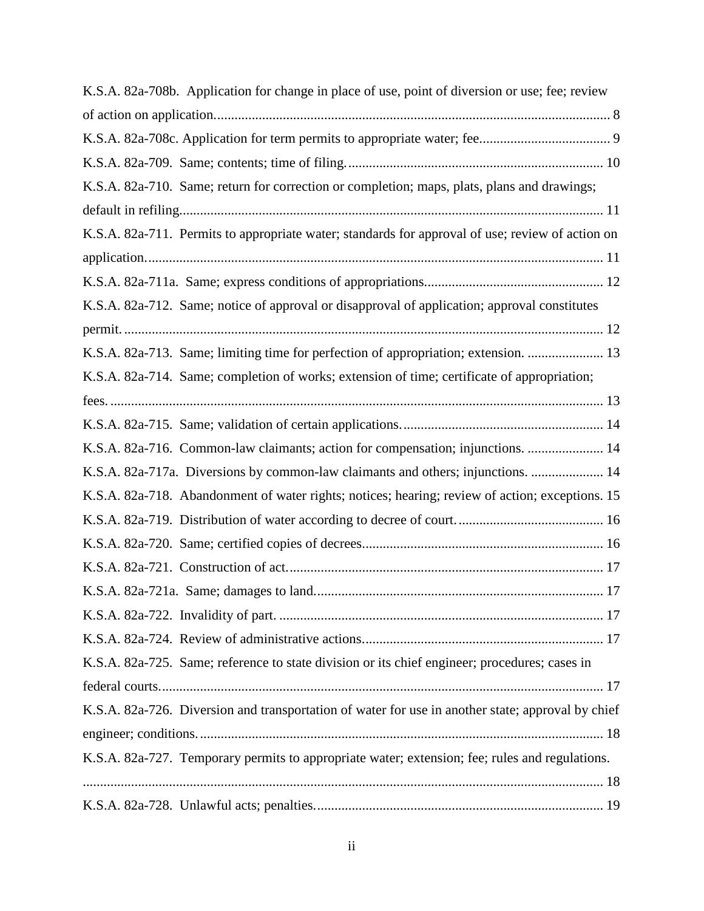K.S.A. 82a-708b. Application for change in place of use, point of diversion or use; fee; review of action on application. 8

K.S.A. 82a-708c. Application for term permits to appropriate water; fee. 9

K.S.A. 82a-709. Same; contents; time of filing. 10

K.S.A. 82a-710. Same; return for correction or completion; maps, plats, plans and drawings; default in refiling. 11

K.S.A. 82a-711. Permits to appropriate water; standards for approval of use; review of action on application. 11

K.S.A. 82a-711a. Same; express conditions of appropriations. 12

K.S.A. 82a-712. Same; notice of approval or disapproval of application; approval constitutes permit. 12

K.S.A. 82a-713. Same; limiting time for perfection of appropriation; extension. 13

K.S.A. 82a-714. Same; completion of works; extension of time; certificate of appropriation; fees. 13

K.S.A. 82a-715. Same; validation of certain applications. 14

K.S.A. 82a-716. Common-law claimants; action for compensation; injunctions. 14

K.S.A. 82a-717a. Diversions by common-law claimants and others; injunctions. 14

K.S.A. 82a-718. Abandonment of water rights; notices; hearing; review of action; exceptions. 15

K.S.A. 82a-719. Distribution of water according to decree of court. 16

K.S.A. 82a-720. Same; certified copies of decrees. 16

K.S.A. 82a-721. Construction of act. 17

K.S.A. 82a-721a. Same; damages to land. 17

K.S.A. 82a-722. Invalidity of part. 17

K.S.A. 82a-724. Review of administrative actions. 17

K.S.A. 82a-725. Same; reference to state division or its chief engineer; procedures; cases in federal courts. 17

K.S.A. 82a-726. Diversion and transportation of water for use in another state; approval by chief engineer; conditions. 18

K.S.A. 82a-727. Temporary permits to appropriate water; extension; fee; rules and regulations. 18

K.S.A. 82a-728. Unlawful acts; penalties. 19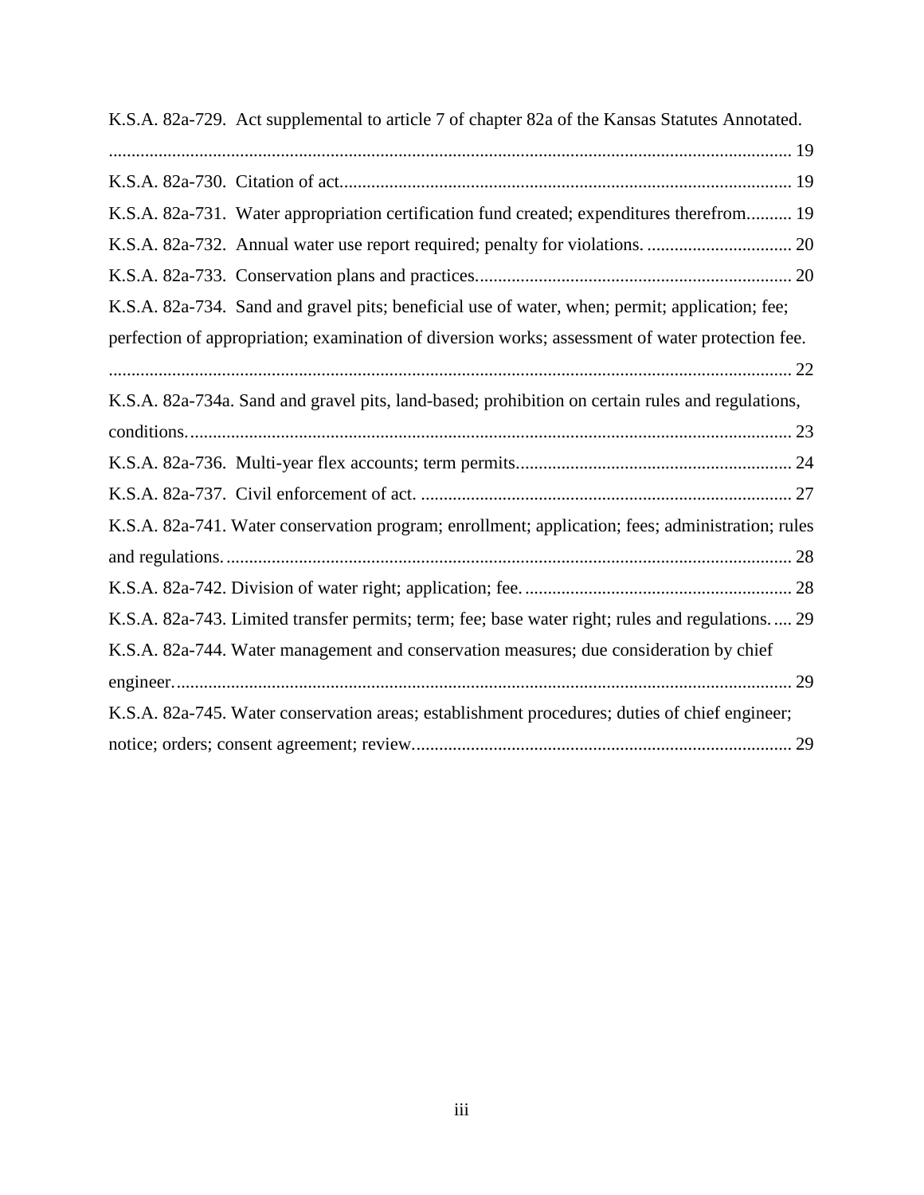K.S.A. 82a-729. Act supplemental to article 7 of chapter 82a of the Kansas Statutes Annotated. ........ 19

K.S.A. 82a-730. Citation of act........ 19

K.S.A. 82a-731. Water appropriation certification fund created; expenditures therefrom........ 19

K.S.A. 82a-732. Annual water use report required; penalty for violations. ........ 20

K.S.A. 82a-733. Conservation plans and practices........ 20

K.S.A. 82a-734. Sand and gravel pits; beneficial use of water, when; permit; application; fee; perfection of appropriation; examination of diversion works; assessment of water protection fee. ........ 22

K.S.A. 82a-734a. Sand and gravel pits, land-based; prohibition on certain rules and regulations, conditions........ 23

K.S.A. 82a-736. Multi-year flex accounts; term permits........ 24

K.S.A. 82a-737. Civil enforcement of act. ........ 27

K.S.A. 82a-741. Water conservation program; enrollment; application; fees; administration; rules and regulations........ 28

K.S.A. 82a-742. Division of water right; application; fee........ 28

K.S.A. 82a-743. Limited transfer permits; term; fee; base water right; rules and regulations........ 29

K.S.A. 82a-744. Water management and conservation measures; due consideration by chief engineer........ 29

K.S.A. 82a-745. Water conservation areas; establishment procedures; duties of chief engineer; notice; orders; consent agreement; review........ 29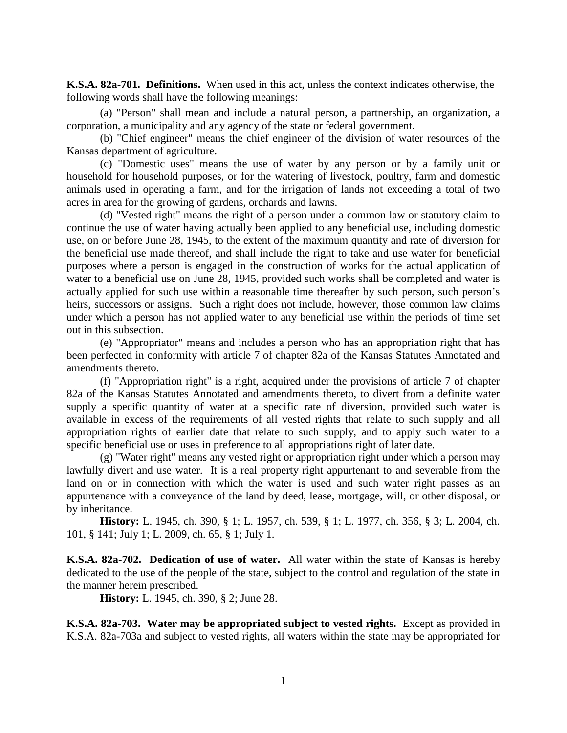**K.S.A. 82a-701. Definitions.** When used in this act, unless the context indicates otherwise, the following words shall have the following meanings:

(a) "Person" shall mean and include a natural person, a partnership, an organization, a corporation, a municipality and any agency of the state or federal government.

(b) "Chief engineer" means the chief engineer of the division of water resources of the Kansas department of agriculture.

(c) "Domestic uses" means the use of water by any person or by a family unit or household for household purposes, or for the watering of livestock, poultry, farm and domestic animals used in operating a farm, and for the irrigation of lands not exceeding a total of two acres in area for the growing of gardens, orchards and lawns.

(d) "Vested right" means the right of a person under a common law or statutory claim to continue the use of water having actually been applied to any beneficial use, including domestic use, on or before June 28, 1945, to the extent of the maximum quantity and rate of diversion for the beneficial use made thereof, and shall include the right to take and use water for beneficial purposes where a person is engaged in the construction of works for the actual application of water to a beneficial use on June 28, 1945, provided such works shall be completed and water is actually applied for such use within a reasonable time thereafter by such person, such person's heirs, successors or assigns. Such a right does not include, however, those common law claims under which a person has not applied water to any beneficial use within the periods of time set out in this subsection.

(e) "Appropriator" means and includes a person who has an appropriation right that has been perfected in conformity with article 7 of chapter 82a of the Kansas Statutes Annotated and amendments thereto.

(f) "Appropriation right" is a right, acquired under the provisions of article 7 of chapter 82a of the Kansas Statutes Annotated and amendments thereto, to divert from a definite water supply a specific quantity of water at a specific rate of diversion, provided such water is available in excess of the requirements of all vested rights that relate to such supply and all appropriation rights of earlier date that relate to such supply, and to apply such water to a specific beneficial use or uses in preference to all appropriations right of later date.

(g) "Water right" means any vested right or appropriation right under which a person may lawfully divert and use water. It is a real property right appurtenant to and severable from the land on or in connection with which the water is used and such water right passes as an appurtenance with a conveyance of the land by deed, lease, mortgage, will, or other disposal, or by inheritance.

**History:** L. 1945, ch. 390, § 1; L. 1957, ch. 539, § 1; L. 1977, ch. 356, § 3; L. 2004, ch. 101, § 141; July 1; L. 2009, ch. 65, § 1; July 1.

**K.S.A. 82a-702. Dedication of use of water.** All water within the state of Kansas is hereby dedicated to the use of the people of the state, subject to the control and regulation of the state in the manner herein prescribed.

**History:** L. 1945, ch. 390, § 2; June 28.

**K.S.A. 82a-703. Water may be appropriated subject to vested rights.** Except as provided in K.S.A. 82a-703a and subject to vested rights, all waters within the state may be appropriated for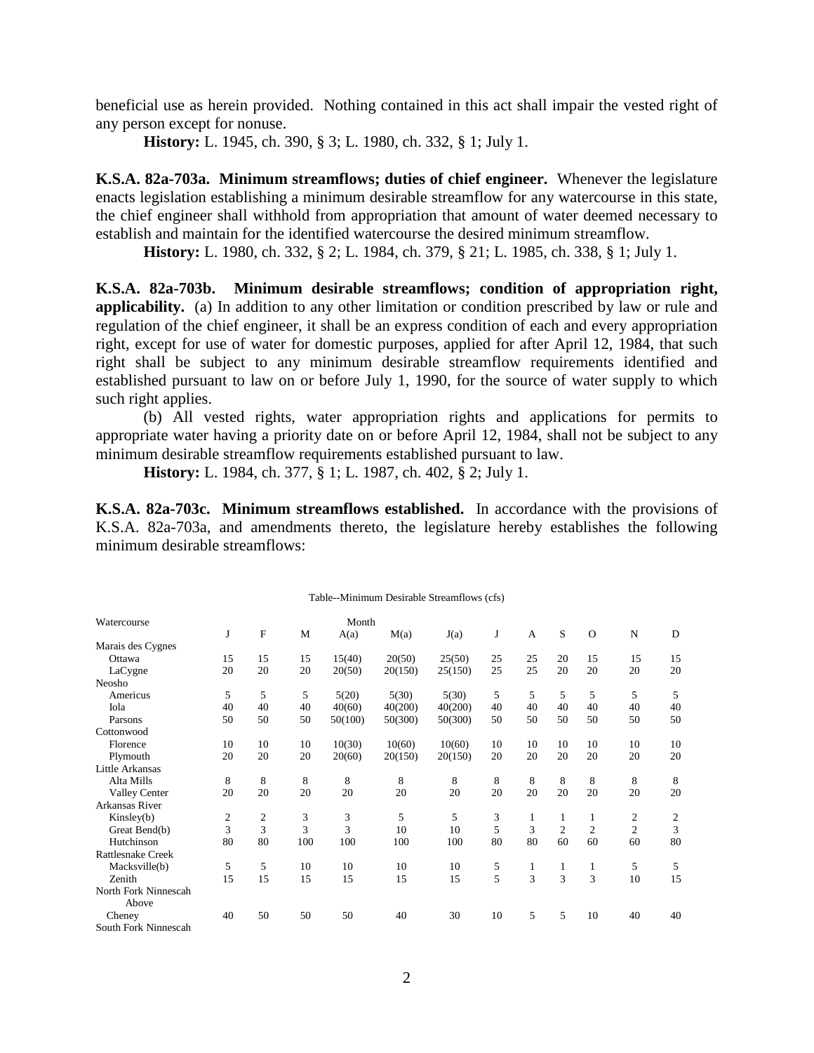beneficial use as herein provided. Nothing contained in this act shall impair the vested right of any person except for nonuse.

**History:** L. 1945, ch. 390, § 3; L. 1980, ch. 332, § 1; July 1.

**K.S.A. 82a-703a. Minimum streamflows; duties of chief engineer.** Whenever the legislature enacts legislation establishing a minimum desirable streamflow for any watercourse in this state, the chief engineer shall withhold from appropriation that amount of water deemed necessary to establish and maintain for the identified watercourse the desired minimum streamflow.

**History:** L. 1980, ch. 332, § 2; L. 1984, ch. 379, § 21; L. 1985, ch. 338, § 1; July 1.

**K.S.A. 82a-703b. Minimum desirable streamflows; condition of appropriation right, applicability.** (a) In addition to any other limitation or condition prescribed by law or rule and regulation of the chief engineer, it shall be an express condition of each and every appropriation right, except for use of water for domestic purposes, applied for after April 12, 1984, that such right shall be subject to any minimum desirable streamflow requirements identified and established pursuant to law on or before July 1, 1990, for the source of water supply to which such right applies.

(b) All vested rights, water appropriation rights and applications for permits to appropriate water having a priority date on or before April 12, 1984, shall not be subject to any minimum desirable streamflow requirements established pursuant to law.

**History:** L. 1984, ch. 377, § 1; L. 1987, ch. 402, § 2; July 1.

**K.S.A. 82a-703c. Minimum streamflows established.** In accordance with the provisions of K.S.A. 82a-703a, and amendments thereto, the legislature hereby establishes the following minimum desirable streamflows:

Table--Minimum Desirable Streamflows (cfs)

| Watercourse | Month | | | | | | | | | | | |
|---|---|---|---|---|---|---|---|---|---|---|---|---|
| | J | F | M | A(a) | M(a) | J(a) | J | A | S | O | N | D |
| Marais des Cygnes | | | | | | | | | | | | |
| Ottawa | 15 | 15 | 15 | 15(40) | 20(50) | 25(50) | 25 | 25 | 20 | 15 | 15 | 15 |
| LaCygne | 20 | 20 | 20 | 20(50) | 20(150) | 25(150) | 25 | 25 | 20 | 20 | 20 | 20 |
| Neosho | | | | | | | | | | | | |
| Americus | 5 | 5 | 5 | 5(20) | 5(30) | 5(30) | 5 | 5 | 5 | 5 | 5 | 5 |
| Iola | 40 | 40 | 40 | 40(60) | 40(200) | 40(200) | 40 | 40 | 40 | 40 | 40 | 40 |
| Parsons | 50 | 50 | 50 | 50(100) | 50(300) | 50(300) | 50 | 50 | 50 | 50 | 50 | 50 |
| Cottonwood | | | | | | | | | | | | |
| Florence | 10 | 10 | 10 | 10(30) | 10(60) | 10(60) | 10 | 10 | 10 | 10 | 10 | 10 |
| Plymouth | 20 | 20 | 20 | 20(60) | 20(150) | 20(150) | 20 | 20 | 20 | 20 | 20 | 20 |
| Little Arkansas | | | | | | | | | | | | |
| Alta Mills | 8 | 8 | 8 | 8 | 8 | 8 | 8 | 8 | 8 | 8 | 8 | 8 |
| Valley Center | 20 | 20 | 20 | 20 | 20 | 20 | 20 | 20 | 20 | 20 | 20 | 20 |
| Arkansas River | | | | | | | | | | | | |
| Kinsley(b) | 2 | 2 | 3 | 3 | 5 | 5 | 3 | 1 | 1 | 1 | 2 | 2 |
| Great Bend(b) | 3 | 3 | 3 | 3 | 10 | 10 | 5 | 3 | 2 | 2 | 2 | 3 |
| Hutchinson | 80 | 80 | 100 | 100 | 100 | 100 | 80 | 80 | 60 | 60 | 60 | 80 |
| Rattlesnake Creek | | | | | | | | | | | | |
| Macksville(b) | 5 | 5 | 10 | 10 | 10 | 10 | 5 | 1 | 1 | 1 | 5 | 5 |
| Zenith | 15 | 15 | 15 | 15 | 15 | 15 | 5 | 3 | 3 | 3 | 10 | 15 |
| North Fork Ninnescah Above Cheney | 40 | 50 | 50 | 50 | 40 | 30 | 10 | 5 | 5 | 10 | 40 | 40 |
| South Fork Ninnescah | | | | | | | | | | | | |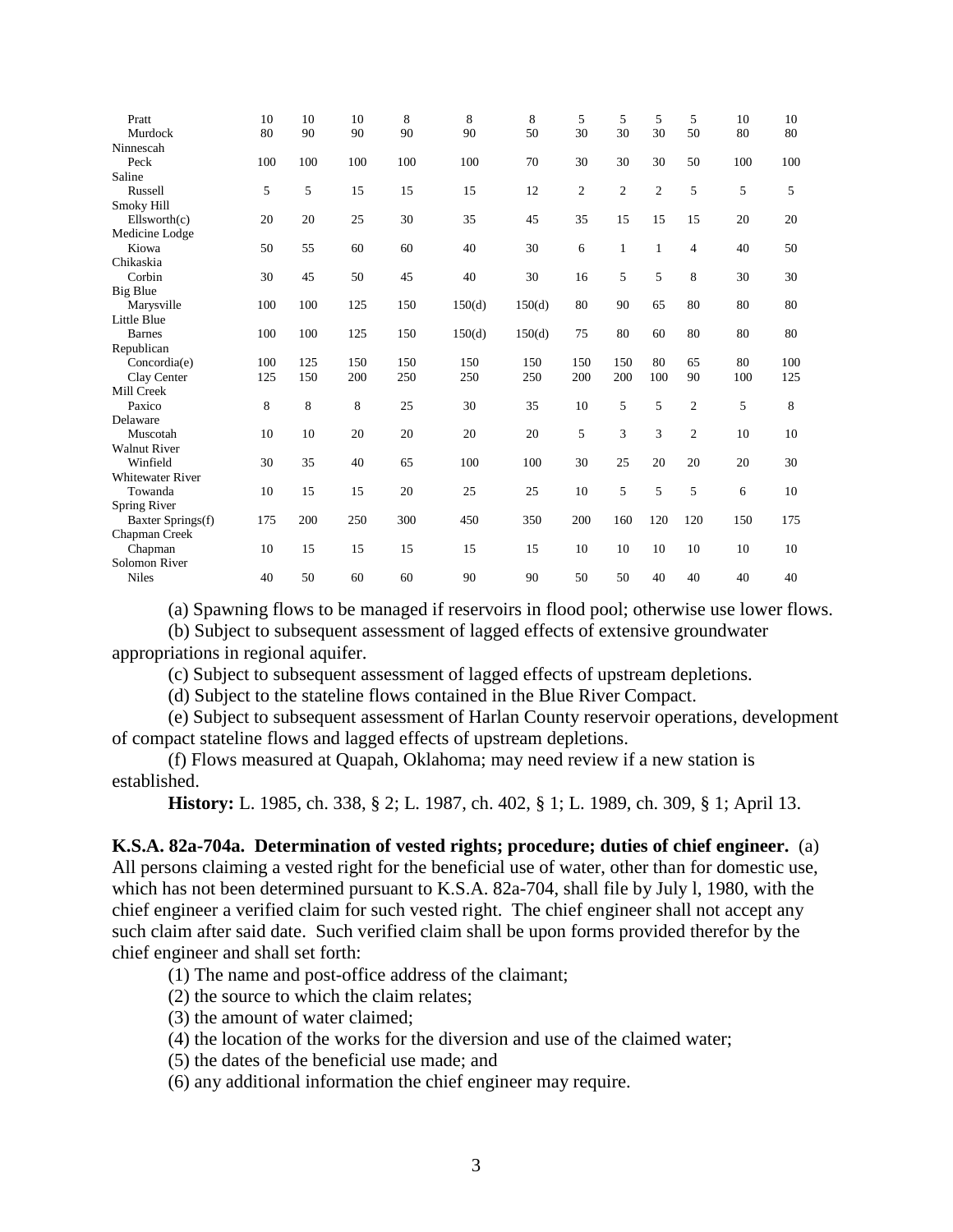| | | | | | | | | | | | | |
|---|---|---|---|---|---|---|---|---|---|---|---|---|
| Pratt | 10 | 10 | 10 | 8 | 8 | 8 | 5 | 5 | 5 | 5 | 10 | 10 |
| Murdock | 80 | 90 | 90 | 90 | 90 | 50 | 30 | 30 | 30 | 50 | 80 | 80 |
| Ninnescah | | | | | | | | | | | | |
| Peck | 100 | 100 | 100 | 100 | 100 | 70 | 30 | 30 | 30 | 50 | 100 | 100 |
| Saline | | | | | | | | | | | | |
| Russell | 5 | 5 | 15 | 15 | 15 | 12 | 2 | 2 | 2 | 5 | 5 | 5 |
| Smoky Hill | | | | | | | | | | | | |
| Ellsworth(c) | 20 | 20 | 25 | 30 | 35 | 45 | 35 | 15 | 15 | 15 | 20 | 20 |
| Medicine Lodge | | | | | | | | | | | | |
| Kiowa | 50 | 55 | 60 | 60 | 40 | 30 | 6 | 1 | 1 | 4 | 40 | 50 |
| Chikaskia | | | | | | | | | | | | |
| Corbin | 30 | 45 | 50 | 45 | 40 | 30 | 16 | 5 | 5 | 8 | 30 | 30 |
| Big Blue | | | | | | | | | | | | |
| Marysville | 100 | 100 | 125 | 150 | 150(d) | 150(d) | 80 | 90 | 65 | 80 | 80 | 80 |
| Little Blue | | | | | | | | | | | | |
| Barnes | 100 | 100 | 125 | 150 | 150(d) | 150(d) | 75 | 80 | 60 | 80 | 80 | 80 |
| Republican | | | | | | | | | | | | |
| Concordia(e) | 100 | 125 | 150 | 150 | 150 | 150 | 150 | 150 | 80 | 65 | 80 | 100 |
| Clay Center | 125 | 150 | 200 | 250 | 250 | 250 | 200 | 200 | 100 | 90 | 100 | 125 |
| Mill Creek | | | | | | | | | | | | |
| Paxico | 8 | 8 | 8 | 25 | 30 | 35 | 10 | 5 | 5 | 2 | 5 | 8 |
| Delaware | | | | | | | | | | | | |
| Muscotah | 10 | 10 | 20 | 20 | 20 | 20 | 5 | 3 | 3 | 2 | 10 | 10 |
| Walnut River | | | | | | | | | | | | |
| Winfield | 30 | 35 | 40 | 65 | 100 | 100 | 30 | 25 | 20 | 20 | 20 | 30 |
| Whitewater River | | | | | | | | | | | | |
| Towanda | 10 | 15 | 15 | 20 | 25 | 25 | 10 | 5 | 5 | 5 | 6 | 10 |
| Spring River | | | | | | | | | | | | |
| Baxter Springs(f) | 175 | 200 | 250 | 300 | 450 | 350 | 200 | 160 | 120 | 120 | 150 | 175 |
| Chapman Creek | | | | | | | | | | | | |
| Chapman | 10 | 15 | 15 | 15 | 15 | 15 | 10 | 10 | 10 | 10 | 10 | 10 |
| Solomon River | | | | | | | | | | | | |
| Niles | 40 | 50 | 60 | 60 | 90 | 90 | 50 | 50 | 40 | 40 | 40 | 40 |

(a) Spawning flows to be managed if reservoirs in flood pool; otherwise use lower flows.

(b) Subject to subsequent assessment of lagged effects of extensive groundwater appropriations in regional aquifer.

(c) Subject to subsequent assessment of lagged effects of upstream depletions.

(d) Subject to the stateline flows contained in the Blue River Compact.

(e) Subject to subsequent assessment of Harlan County reservoir operations, development of compact stateline flows and lagged effects of upstream depletions.

(f) Flows measured at Quapah, Oklahoma; may need review if a new station is established.

**History:** L. 1985, ch. 338, § 2; L. 1987, ch. 402, § 1; L. 1989, ch. 309, § 1; April 13.

**K.S.A. 82a-704a. Determination of vested rights; procedure; duties of chief engineer.** (a) All persons claiming a vested right for the beneficial use of water, other than for domestic use, which has not been determined pursuant to K.S.A. 82a-704, shall file by July l, 1980, with the chief engineer a verified claim for such vested right. The chief engineer shall not accept any such claim after said date. Such verified claim shall be upon forms provided therefor by the chief engineer and shall set forth:

(1) The name and post-office address of the claimant;

(2) the source to which the claim relates;

(3) the amount of water claimed;

(4) the location of the works for the diversion and use of the claimed water;

(5) the dates of the beneficial use made; and

(6) any additional information the chief engineer may require.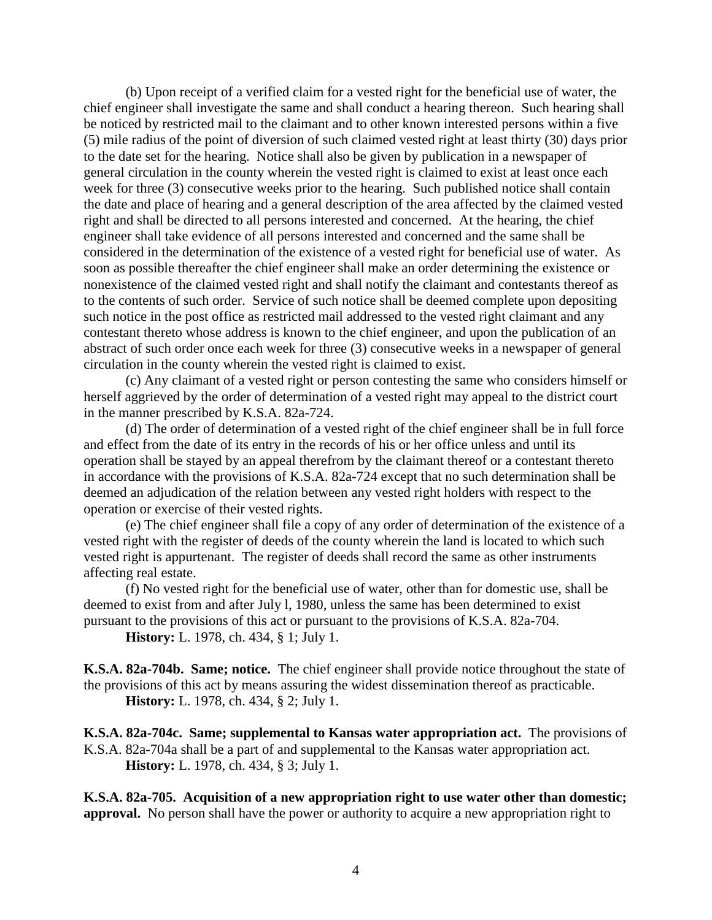(b) Upon receipt of a verified claim for a vested right for the beneficial use of water, the chief engineer shall investigate the same and shall conduct a hearing thereon. Such hearing shall be noticed by restricted mail to the claimant and to other known interested persons within a five (5) mile radius of the point of diversion of such claimed vested right at least thirty (30) days prior to the date set for the hearing. Notice shall also be given by publication in a newspaper of general circulation in the county wherein the vested right is claimed to exist at least once each week for three (3) consecutive weeks prior to the hearing. Such published notice shall contain the date and place of hearing and a general description of the area affected by the claimed vested right and shall be directed to all persons interested and concerned. At the hearing, the chief engineer shall take evidence of all persons interested and concerned and the same shall be considered in the determination of the existence of a vested right for beneficial use of water. As soon as possible thereafter the chief engineer shall make an order determining the existence or nonexistence of the claimed vested right and shall notify the claimant and contestants thereof as to the contents of such order. Service of such notice shall be deemed complete upon depositing such notice in the post office as restricted mail addressed to the vested right claimant and any contestant thereto whose address is known to the chief engineer, and upon the publication of an abstract of such order once each week for three (3) consecutive weeks in a newspaper of general circulation in the county wherein the vested right is claimed to exist.

(c) Any claimant of a vested right or person contesting the same who considers himself or herself aggrieved by the order of determination of a vested right may appeal to the district court in the manner prescribed by K.S.A. 82a-724.

(d) The order of determination of a vested right of the chief engineer shall be in full force and effect from the date of its entry in the records of his or her office unless and until its operation shall be stayed by an appeal therefrom by the claimant thereof or a contestant thereto in accordance with the provisions of K.S.A. 82a-724 except that no such determination shall be deemed an adjudication of the relation between any vested right holders with respect to the operation or exercise of their vested rights.

(e) The chief engineer shall file a copy of any order of determination of the existence of a vested right with the register of deeds of the county wherein the land is located to which such vested right is appurtenant. The register of deeds shall record the same as other instruments affecting real estate.

(f) No vested right for the beneficial use of water, other than for domestic use, shall be deemed to exist from and after July l, 1980, unless the same has been determined to exist pursuant to the provisions of this act or pursuant to the provisions of K.S.A. 82a-704.

**History:** L. 1978, ch. 434, § 1; July 1.

**K.S.A. 82a-704b. Same; notice.** The chief engineer shall provide notice throughout the state of the provisions of this act by means assuring the widest dissemination thereof as practicable.

**History:** L. 1978, ch. 434, § 2; July 1.

**K.S.A. 82a-704c. Same; supplemental to Kansas water appropriation act.** The provisions of K.S.A. 82a-704a shall be a part of and supplemental to the Kansas water appropriation act.

**History:** L. 1978, ch. 434, § 3; July 1.

**K.S.A. 82a-705. Acquisition of a new appropriation right to use water other than domestic; approval.** No person shall have the power or authority to acquire a new appropriation right to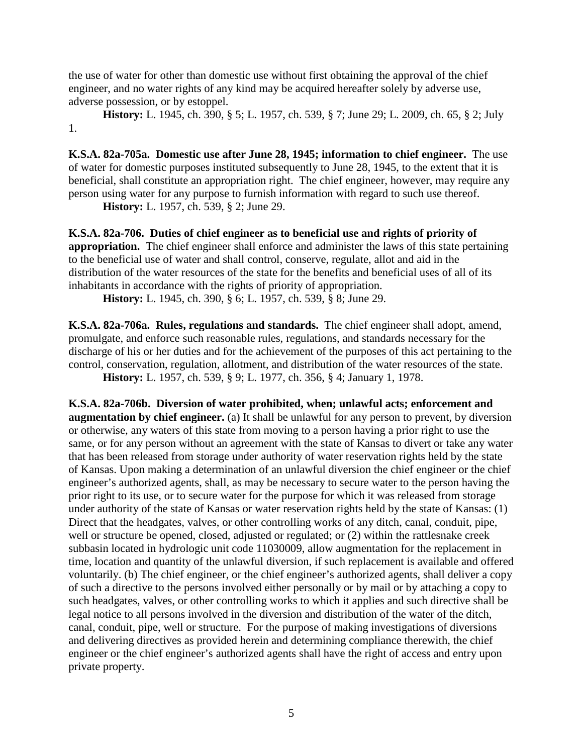the use of water for other than domestic use without first obtaining the approval of the chief engineer, and no water rights of any kind may be acquired hereafter solely by adverse use, adverse possession, or by estoppel.

**History:** L. 1945, ch. 390, § 5; L. 1957, ch. 539, § 7; June 29; L. 2009, ch. 65, § 2; July 1.

**K.S.A. 82a-705a. Domestic use after June 28, 1945; information to chief engineer.** The use of water for domestic purposes instituted subsequently to June 28, 1945, to the extent that it is beneficial, shall constitute an appropriation right. The chief engineer, however, may require any person using water for any purpose to furnish information with regard to such use thereof.

**History:** L. 1957, ch. 539, § 2; June 29.

**K.S.A. 82a-706. Duties of chief engineer as to beneficial use and rights of priority of appropriation.** The chief engineer shall enforce and administer the laws of this state pertaining to the beneficial use of water and shall control, conserve, regulate, allot and aid in the distribution of the water resources of the state for the benefits and beneficial uses of all of its inhabitants in accordance with the rights of priority of appropriation.

**History:** L. 1945, ch. 390, § 6; L. 1957, ch. 539, § 8; June 29.

**K.S.A. 82a-706a. Rules, regulations and standards.** The chief engineer shall adopt, amend, promulgate, and enforce such reasonable rules, regulations, and standards necessary for the discharge of his or her duties and for the achievement of the purposes of this act pertaining to the control, conservation, regulation, allotment, and distribution of the water resources of the state.

**History:** L. 1957, ch. 539, § 9; L. 1977, ch. 356, § 4; January 1, 1978.

**K.S.A. 82a-706b. Diversion of water prohibited, when; unlawful acts; enforcement and augmentation by chief engineer.** (a) It shall be unlawful for any person to prevent, by diversion or otherwise, any waters of this state from moving to a person having a prior right to use the same, or for any person without an agreement with the state of Kansas to divert or take any water that has been released from storage under authority of water reservation rights held by the state of Kansas. Upon making a determination of an unlawful diversion the chief engineer or the chief engineer's authorized agents, shall, as may be necessary to secure water to the person having the prior right to its use, or to secure water for the purpose for which it was released from storage under authority of the state of Kansas or water reservation rights held by the state of Kansas: (1) Direct that the headgates, valves, or other controlling works of any ditch, canal, conduit, pipe, well or structure be opened, closed, adjusted or regulated; or (2) within the rattlesnake creek subbasin located in hydrologic unit code 11030009, allow augmentation for the replacement in time, location and quantity of the unlawful diversion, if such replacement is available and offered voluntarily. (b) The chief engineer, or the chief engineer's authorized agents, shall deliver a copy of such a directive to the persons involved either personally or by mail or by attaching a copy to such headgates, valves, or other controlling works to which it applies and such directive shall be legal notice to all persons involved in the diversion and distribution of the water of the ditch, canal, conduit, pipe, well or structure. For the purpose of making investigations of diversions and delivering directives as provided herein and determining compliance therewith, the chief engineer or the chief engineer's authorized agents shall have the right of access and entry upon private property.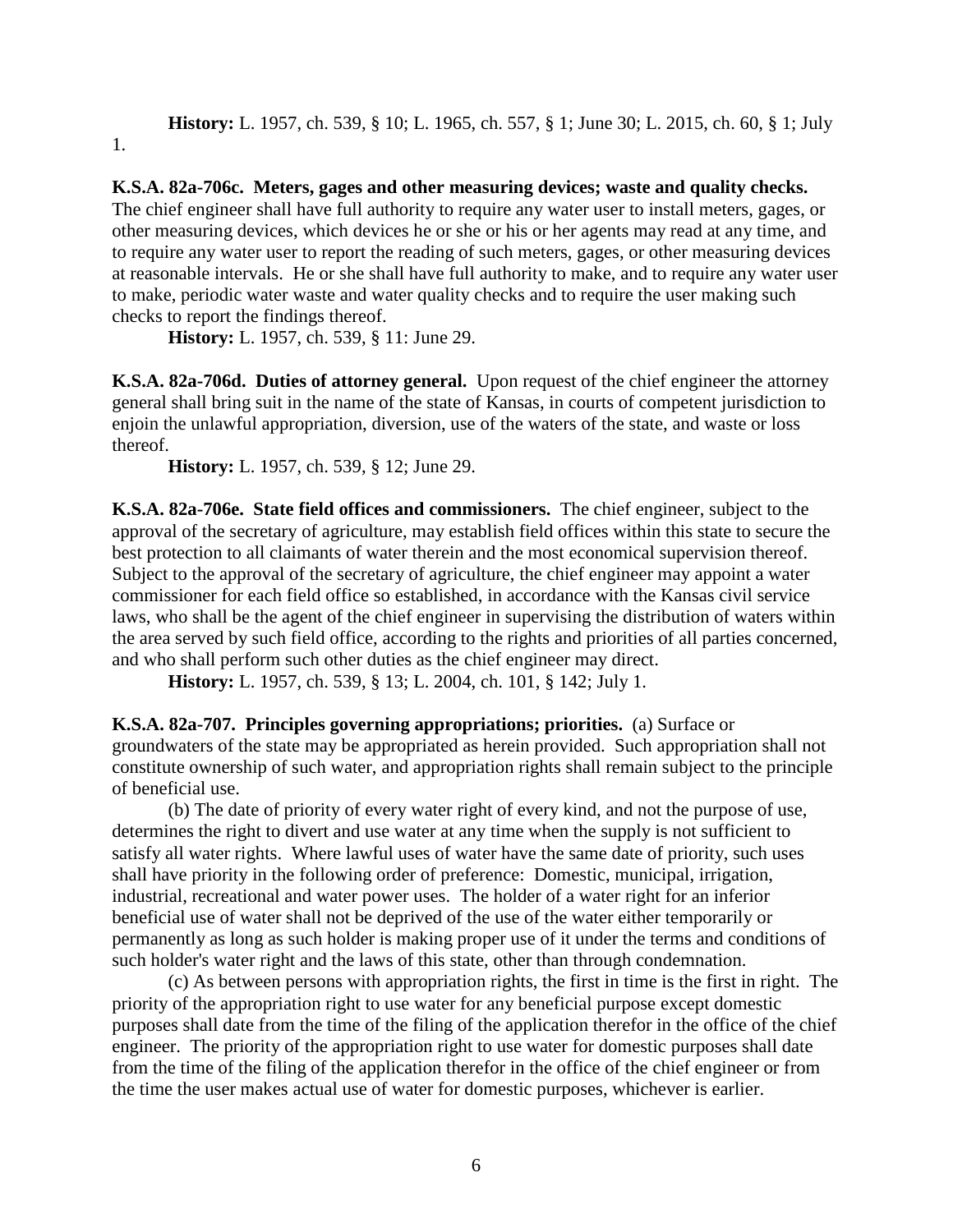**History:** L. 1957, ch. 539, § 10; L. 1965, ch. 557, § 1; June 30; L. 2015, ch. 60, § 1; July 1.

**K.S.A. 82a-706c. Meters, gages and other measuring devices; waste and quality checks.** The chief engineer shall have full authority to require any water user to install meters, gages, or other measuring devices, which devices he or she or his or her agents may read at any time, and to require any water user to report the reading of such meters, gages, or other measuring devices at reasonable intervals. He or she shall have full authority to make, and to require any water user to make, periodic water waste and water quality checks and to require the user making such checks to report the findings thereof.

**History:** L. 1957, ch. 539, § 11: June 29.

**K.S.A. 82a-706d. Duties of attorney general.** Upon request of the chief engineer the attorney general shall bring suit in the name of the state of Kansas, in courts of competent jurisdiction to enjoin the unlawful appropriation, diversion, use of the waters of the state, and waste or loss thereof.

**History:** L. 1957, ch. 539, § 12; June 29.

**K.S.A. 82a-706e. State field offices and commissioners.** The chief engineer, subject to the approval of the secretary of agriculture, may establish field offices within this state to secure the best protection to all claimants of water therein and the most economical supervision thereof. Subject to the approval of the secretary of agriculture, the chief engineer may appoint a water commissioner for each field office so established, in accordance with the Kansas civil service laws, who shall be the agent of the chief engineer in supervising the distribution of waters within the area served by such field office, according to the rights and priorities of all parties concerned, and who shall perform such other duties as the chief engineer may direct.

**History:** L. 1957, ch. 539, § 13; L. 2004, ch. 101, § 142; July 1.

**K.S.A. 82a-707. Principles governing appropriations; priorities.** (a) Surface or groundwaters of the state may be appropriated as herein provided. Such appropriation shall not constitute ownership of such water, and appropriation rights shall remain subject to the principle of beneficial use.

(b) The date of priority of every water right of every kind, and not the purpose of use, determines the right to divert and use water at any time when the supply is not sufficient to satisfy all water rights. Where lawful uses of water have the same date of priority, such uses shall have priority in the following order of preference: Domestic, municipal, irrigation, industrial, recreational and water power uses. The holder of a water right for an inferior beneficial use of water shall not be deprived of the use of the water either temporarily or permanently as long as such holder is making proper use of it under the terms and conditions of such holder's water right and the laws of this state, other than through condemnation.

(c) As between persons with appropriation rights, the first in time is the first in right. The priority of the appropriation right to use water for any beneficial purpose except domestic purposes shall date from the time of the filing of the application therefor in the office of the chief engineer. The priority of the appropriation right to use water for domestic purposes shall date from the time of the filing of the application therefor in the office of the chief engineer or from the time the user makes actual use of water for domestic purposes, whichever is earlier.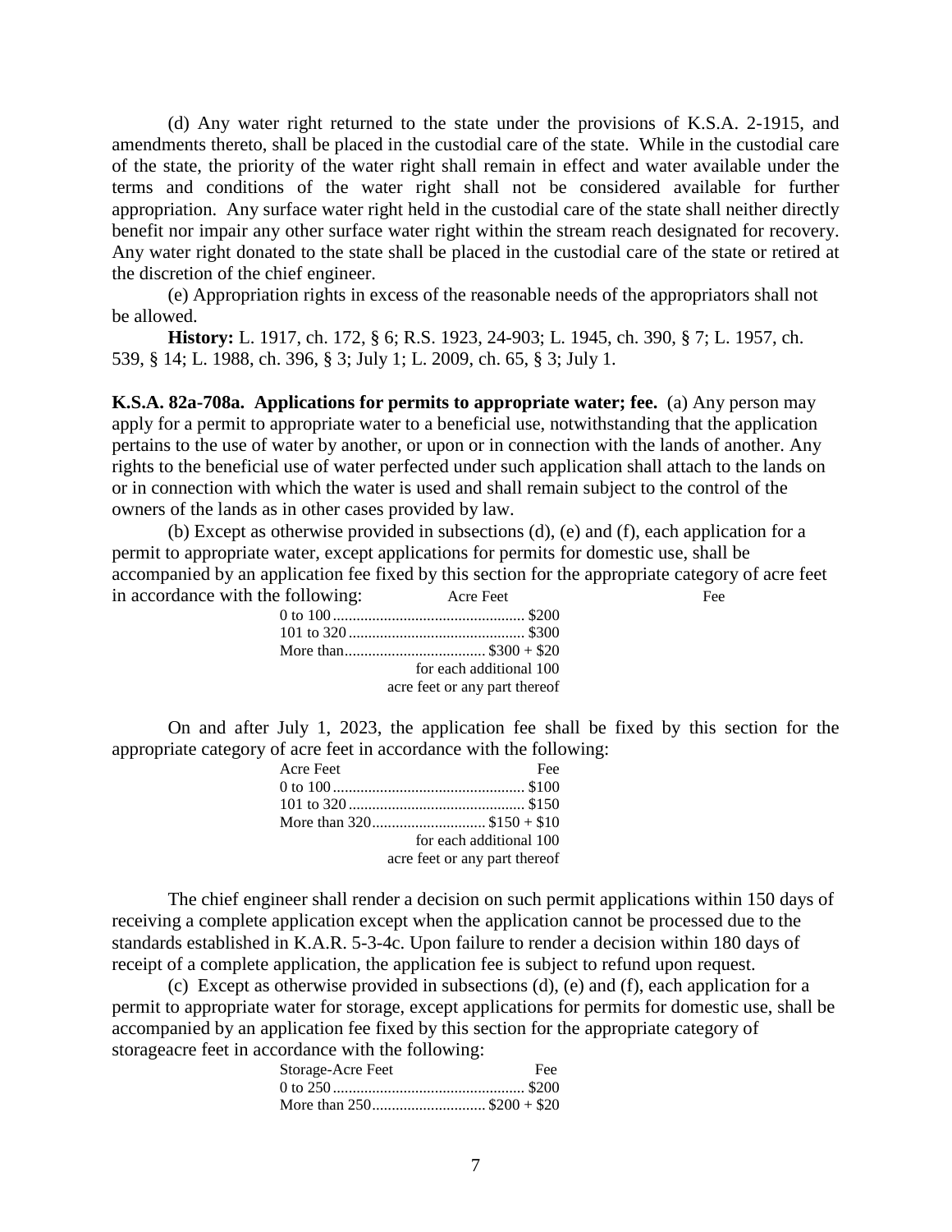(d) Any water right returned to the state under the provisions of K.S.A. 2-1915, and amendments thereto, shall be placed in the custodial care of the state. While in the custodial care of the state, the priority of the water right shall remain in effect and water available under the terms and conditions of the water right shall not be considered available for further appropriation. Any surface water right held in the custodial care of the state shall neither directly benefit nor impair any other surface water right within the stream reach designated for recovery. Any water right donated to the state shall be placed in the custodial care of the state or retired at the discretion of the chief engineer.

(e) Appropriation rights in excess of the reasonable needs of the appropriators shall not be allowed.

**History:** L. 1917, ch. 172, § 6; R.S. 1923, 24-903; L. 1945, ch. 390, § 7; L. 1957, ch. 539, § 14; L. 1988, ch. 396, § 3; July 1; L. 2009, ch. 65, § 3; July 1.

**K.S.A. 82a-708a. Applications for permits to appropriate water; fee.** (a) Any person may apply for a permit to appropriate water to a beneficial use, notwithstanding that the application pertains to the use of water by another, or upon or in connection with the lands of another. Any rights to the beneficial use of water perfected under such application shall attach to the lands on or in connection with which the water is used and shall remain subject to the control of the owners of the lands as in other cases provided by law.

(b) Except as otherwise provided in subsections (d), (e) and (f), each application for a permit to appropriate water, except applications for permits for domestic use, shall be accompanied by an application fee fixed by this section for the appropriate category of acre feet in accordance with the following:

| Acre Feet | Fee |
|---|---|
| 0 to 100 | $200 |
| 101 to 320 | $300 |
| More than | $300 + $20 for each additional 100 acre feet or any part thereof |

On and after July 1, 2023, the application fee shall be fixed by this section for the appropriate category of acre feet in accordance with the following:

| Acre Feet | Fee |
|---|---|
| 0 to 100 | $100 |
| 101 to 320 | $150 |
| More than 320 | $150 + $10 for each additional 100 acre feet or any part thereof |

The chief engineer shall render a decision on such permit applications within 150 days of receiving a complete application except when the application cannot be processed due to the standards established in K.A.R. 5-3-4c. Upon failure to render a decision within 180 days of receipt of a complete application, the application fee is subject to refund upon request.

(c) Except as otherwise provided in subsections (d), (e) and (f), each application for a permit to appropriate water for storage, except applications for permits for domestic use, shall be accompanied by an application fee fixed by this section for the appropriate category of storageacre feet in accordance with the following:

| Storage-Acre Feet | Fee |
|---|---|
| 0 to 250 | $200 |
| More than 250 | $200 + $20 |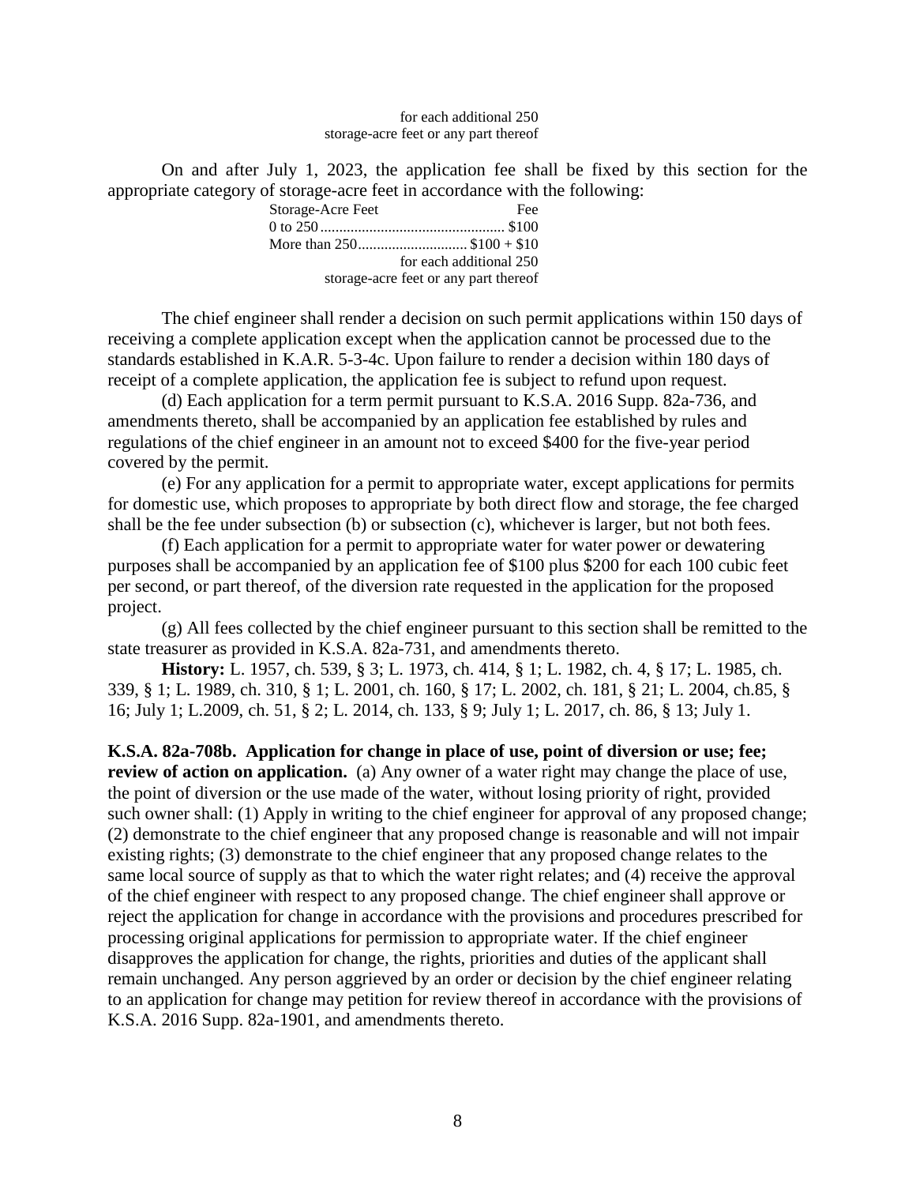for each additional 250 storage-acre feet or any part thereof

On and after July 1, 2023, the application fee shall be fixed by this section for the appropriate category of storage-acre feet in accordance with the following:

| Storage-Acre Feet | Fee |
|---|---|
| 0 to 250 | $100 |
| More than 250 | $100 + $10 for each additional 250 storage-acre feet or any part thereof |

The chief engineer shall render a decision on such permit applications within 150 days of receiving a complete application except when the application cannot be processed due to the standards established in K.A.R. 5-3-4c. Upon failure to render a decision within 180 days of receipt of a complete application, the application fee is subject to refund upon request.

(d) Each application for a term permit pursuant to K.S.A. 2016 Supp. 82a-736, and amendments thereto, shall be accompanied by an application fee established by rules and regulations of the chief engineer in an amount not to exceed $400 for the five-year period covered by the permit.

(e) For any application for a permit to appropriate water, except applications for permits for domestic use, which proposes to appropriate by both direct flow and storage, the fee charged shall be the fee under subsection (b) or subsection (c), whichever is larger, but not both fees.

(f) Each application for a permit to appropriate water for water power or dewatering purposes shall be accompanied by an application fee of $100 plus $200 for each 100 cubic feet per second, or part thereof, of the diversion rate requested in the application for the proposed project.

(g) All fees collected by the chief engineer pursuant to this section shall be remitted to the state treasurer as provided in K.S.A. 82a-731, and amendments thereto.

**History:** L. 1957, ch. 539, § 3; L. 1973, ch. 414, § 1; L. 1982, ch. 4, § 17; L. 1985, ch. 339, § 1; L. 1989, ch. 310, § 1; L. 2001, ch. 160, § 17; L. 2002, ch. 181, § 21; L. 2004, ch.85, § 16; July 1; L.2009, ch. 51, § 2; L. 2014, ch. 133, § 9; July 1; L. 2017, ch. 86, § 13; July 1.

**K.S.A. 82a-708b. Application for change in place of use, point of diversion or use; fee; review of action on application.** (a) Any owner of a water right may change the place of use, the point of diversion or the use made of the water, without losing priority of right, provided such owner shall: (1) Apply in writing to the chief engineer for approval of any proposed change; (2) demonstrate to the chief engineer that any proposed change is reasonable and will not impair existing rights; (3) demonstrate to the chief engineer that any proposed change relates to the same local source of supply as that to which the water right relates; and (4) receive the approval of the chief engineer with respect to any proposed change. The chief engineer shall approve or reject the application for change in accordance with the provisions and procedures prescribed for processing original applications for permission to appropriate water. If the chief engineer disapproves the application for change, the rights, priorities and duties of the applicant shall remain unchanged. Any person aggrieved by an order or decision by the chief engineer relating to an application for change may petition for review thereof in accordance with the provisions of K.S.A. 2016 Supp. 82a-1901, and amendments thereto.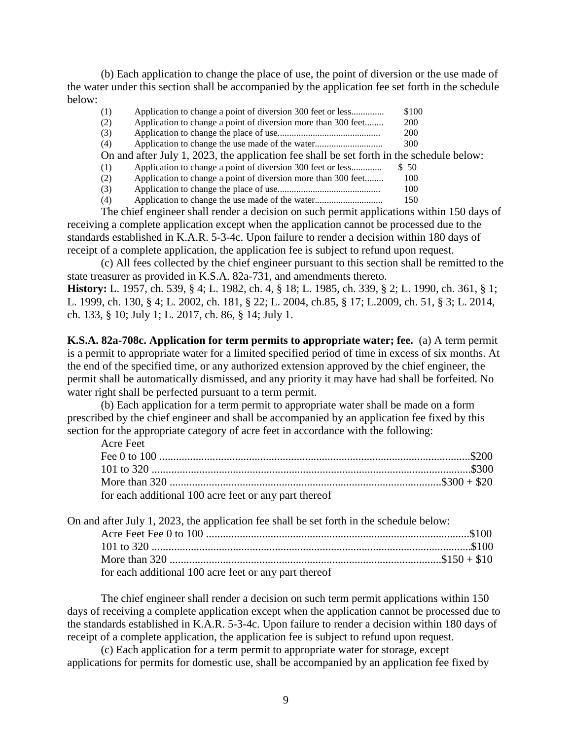(b) Each application to change the place of use, the point of diversion or the use made of the water under this section shall be accompanied by the application fee set forth in the schedule below:

| | | |
|---|---|---|
| (1) | Application to change a point of diversion 300 feet or less............. | $100 |
| (2) | Application to change a point of diversion more than 300 feet........ | 200 |
| (3) | Application to change the place of use........................................... | 200 |
| (4) | Application to change the use made of the water............................ | 300 |

On and after July 1, 2023, the application fee shall be set forth in the schedule below:

| | | |
|---|---|---|
| (1) | Application to change a point of diversion 300 feet or less............. | $ 50 |
| (2) | Application to change a point of diversion more than 300 feet........ | 100 |
| (3) | Application to change the place of use........................................... | 100 |
| (4) | Application to change the use made of the water............................ | 150 |

The chief engineer shall render a decision on such permit applications within 150 days of receiving a complete application except when the application cannot be processed due to the standards established in K.A.R. 5-3-4c. Upon failure to render a decision within 180 days of receipt of a complete application, the application fee is subject to refund upon request.

(c) All fees collected by the chief engineer pursuant to this section shall be remitted to the state treasurer as provided in K.S.A. 82a-731, and amendments thereto.

**History:** L. 1957, ch. 539, § 4; L. 1982, ch. 4, § 18; L. 1985, ch. 339, § 2; L. 1990, ch. 361, § 1; L. 1999, ch. 130, § 4; L. 2002, ch. 181, § 22; L. 2004, ch.85, § 17; L.2009, ch. 51, § 3; L. 2014, ch. 133, § 10; July 1; L. 2017, ch. 86, § 14; July 1.

**K.S.A. 82a-708c. Application for term permits to appropriate water; fee.** (a) A term permit is a permit to appropriate water for a limited specified period of time in excess of six months. At the end of the specified time, or any authorized extension approved by the chief engineer, the permit shall be automatically dismissed, and any priority it may have had shall be forfeited. No water right shall be perfected pursuant to a term permit.

(b) Each application for a term permit to appropriate water shall be made on a form prescribed by the chief engineer and shall be accompanied by an application fee fixed by this section for the appropriate category of acre feet in accordance with the following:

| Acre Feet | |
|---|---|
| Fee 0 to 100 ............................................................................................. | $200 |
| 101 to 320 ................................................................................................. | $300 |
| More than 320 ............................................................................................ | $300 + $20 |

for each additional 100 acre feet or any part thereof

On and after July 1, 2023, the application fee shall be set forth in the schedule below:

| | |
|---|---|
| Acre Feet Fee 0 to 100 ............................................................................. | $100 |
| 101 to 320 ................................................................................................. | $100 |
| More than 320 ............................................................................................ | $150 + $10 |

for each additional 100 acre feet or any part thereof

The chief engineer shall render a decision on such term permit applications within 150 days of receiving a complete application except when the application cannot be processed due to the standards established in K.A.R. 5-3-4c. Upon failure to render a decision within 180 days of receipt of a complete application, the application fee is subject to refund upon request.

(c) Each application for a term permit to appropriate water for storage, except applications for permits for domestic use, shall be accompanied by an application fee fixed by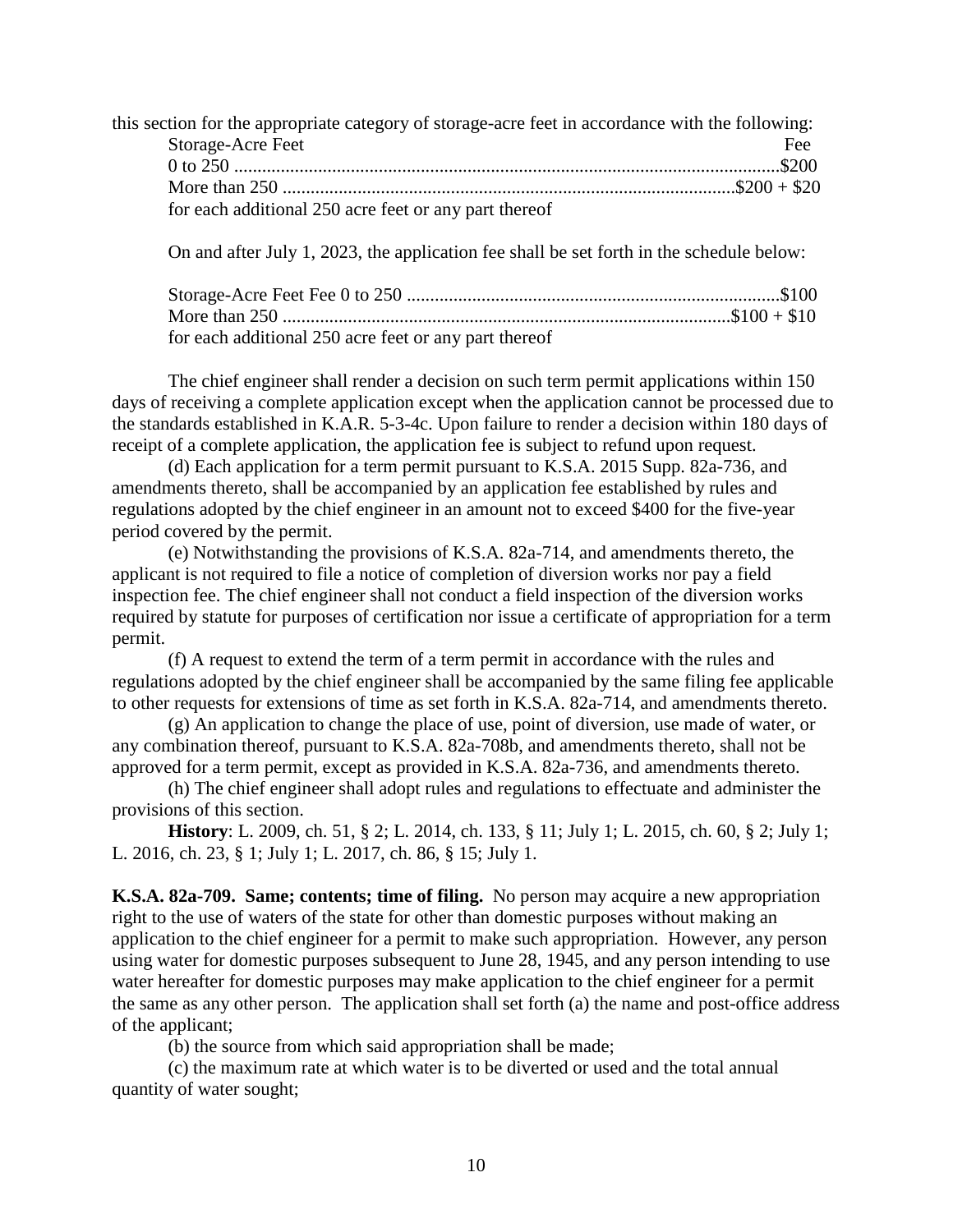this section for the appropriate category of storage-acre feet in accordance with the following:

| Storage-Acre Feet | Fee |
|---|---|
| 0 to 250 | $200 |
| More than 250 | $200 + $20 |

for each additional 250 acre feet or any part thereof

On and after July 1, 2023, the application fee shall be set forth in the schedule below:

| Storage-Acre Feet | Fee |
|---|---|
| 0 to 250 | $100 |
| More than 250 | $100 + $10 |

for each additional 250 acre feet or any part thereof

The chief engineer shall render a decision on such term permit applications within 150 days of receiving a complete application except when the application cannot be processed due to the standards established in K.A.R. 5-3-4c. Upon failure to render a decision within 180 days of receipt of a complete application, the application fee is subject to refund upon request.

(d) Each application for a term permit pursuant to K.S.A. 2015 Supp. 82a-736, and amendments thereto, shall be accompanied by an application fee established by rules and regulations adopted by the chief engineer in an amount not to exceed $400 for the five-year period covered by the permit.

(e) Notwithstanding the provisions of K.S.A. 82a-714, and amendments thereto, the applicant is not required to file a notice of completion of diversion works nor pay a field inspection fee. The chief engineer shall not conduct a field inspection of the diversion works required by statute for purposes of certification nor issue a certificate of appropriation for a term permit.

(f) A request to extend the term of a term permit in accordance with the rules and regulations adopted by the chief engineer shall be accompanied by the same filing fee applicable to other requests for extensions of time as set forth in K.S.A. 82a-714, and amendments thereto.

(g) An application to change the place of use, point of diversion, use made of water, or any combination thereof, pursuant to K.S.A. 82a-708b, and amendments thereto, shall not be approved for a term permit, except as provided in K.S.A. 82a-736, and amendments thereto.

(h) The chief engineer shall adopt rules and regulations to effectuate and administer the provisions of this section.

**History**: L. 2009, ch. 51, § 2; L. 2014, ch. 133, § 11; July 1; L. 2015, ch. 60, § 2; July 1; L. 2016, ch. 23, § 1; July 1; L. 2017, ch. 86, § 15; July 1.

**K.S.A. 82a-709. Same; contents; time of filing.** No person may acquire a new appropriation right to the use of waters of the state for other than domestic purposes without making an application to the chief engineer for a permit to make such appropriation. However, any person using water for domestic purposes subsequent to June 28, 1945, and any person intending to use water hereafter for domestic purposes may make application to the chief engineer for a permit the same as any other person. The application shall set forth (a) the name and post-office address of the applicant;

(b) the source from which said appropriation shall be made;

(c) the maximum rate at which water is to be diverted or used and the total annual quantity of water sought;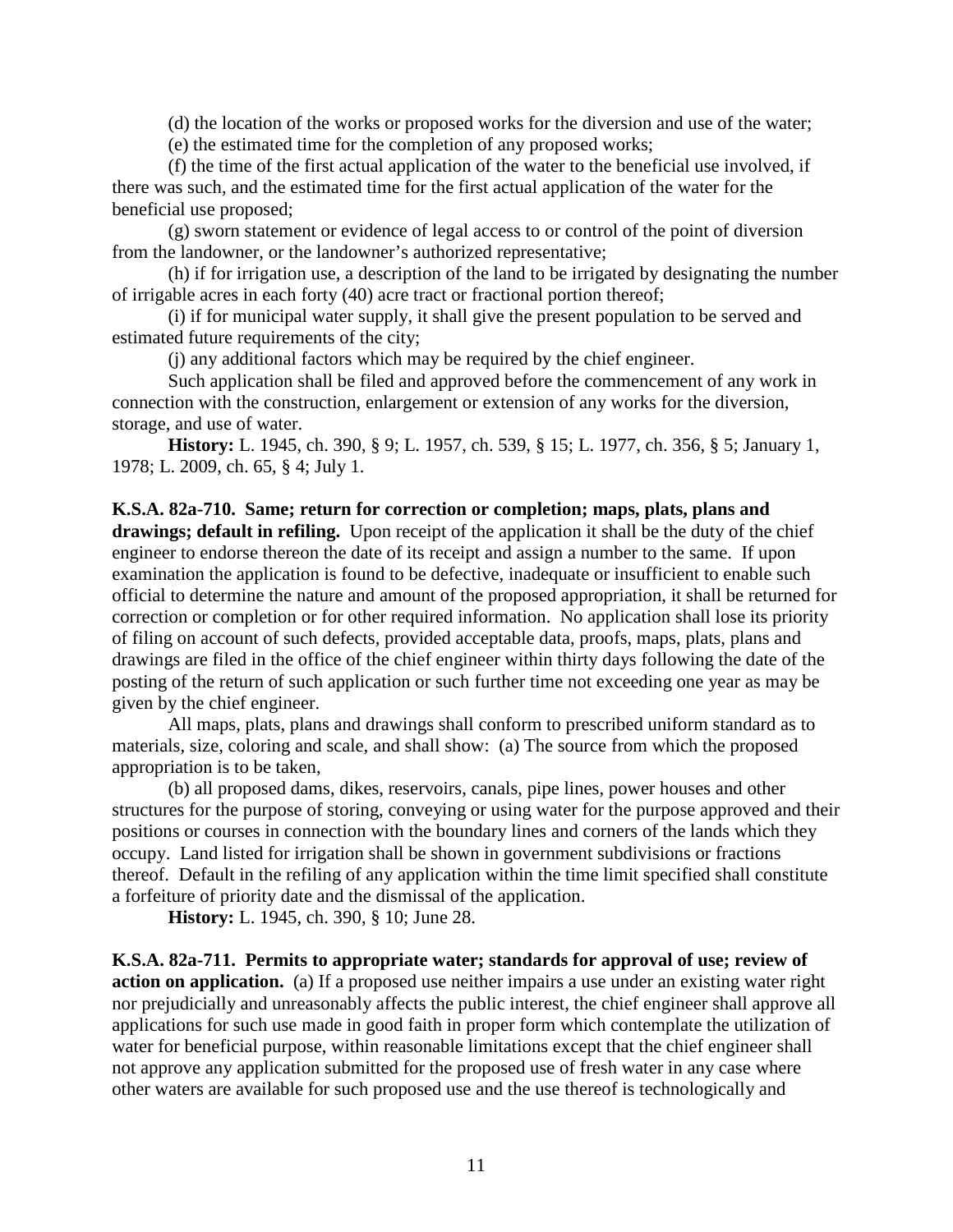(d) the location of the works or proposed works for the diversion and use of the water;

(e) the estimated time for the completion of any proposed works;

(f) the time of the first actual application of the water to the beneficial use involved, if there was such, and the estimated time for the first actual application of the water for the beneficial use proposed;

(g) sworn statement or evidence of legal access to or control of the point of diversion from the landowner, or the landowner's authorized representative;

(h) if for irrigation use, a description of the land to be irrigated by designating the number of irrigable acres in each forty (40) acre tract or fractional portion thereof;

(i) if for municipal water supply, it shall give the present population to be served and estimated future requirements of the city;

(j) any additional factors which may be required by the chief engineer.

Such application shall be filed and approved before the commencement of any work in connection with the construction, enlargement or extension of any works for the diversion, storage, and use of water.

**History:** L. 1945, ch. 390, § 9; L. 1957, ch. 539, § 15; L. 1977, ch. 356, § 5; January 1, 1978; L. 2009, ch. 65, § 4; July 1.

**K.S.A. 82a-710. Same; return for correction or completion; maps, plats, plans and drawings; default in refiling.** Upon receipt of the application it shall be the duty of the chief engineer to endorse thereon the date of its receipt and assign a number to the same. If upon examination the application is found to be defective, inadequate or insufficient to enable such official to determine the nature and amount of the proposed appropriation, it shall be returned for correction or completion or for other required information. No application shall lose its priority of filing on account of such defects, provided acceptable data, proofs, maps, plats, plans and drawings are filed in the office of the chief engineer within thirty days following the date of the posting of the return of such application or such further time not exceeding one year as may be given by the chief engineer.

All maps, plats, plans and drawings shall conform to prescribed uniform standard as to materials, size, coloring and scale, and shall show: (a) The source from which the proposed appropriation is to be taken,

(b) all proposed dams, dikes, reservoirs, canals, pipe lines, power houses and other structures for the purpose of storing, conveying or using water for the purpose approved and their positions or courses in connection with the boundary lines and corners of the lands which they occupy. Land listed for irrigation shall be shown in government subdivisions or fractions thereof. Default in the refiling of any application within the time limit specified shall constitute a forfeiture of priority date and the dismissal of the application.

**History:** L. 1945, ch. 390, § 10; June 28.

**K.S.A. 82a-711. Permits to appropriate water; standards for approval of use; review of action on application.** (a) If a proposed use neither impairs a use under an existing water right nor prejudicially and unreasonably affects the public interest, the chief engineer shall approve all applications for such use made in good faith in proper form which contemplate the utilization of water for beneficial purpose, within reasonable limitations except that the chief engineer shall not approve any application submitted for the proposed use of fresh water in any case where other waters are available for such proposed use and the use thereof is technologically and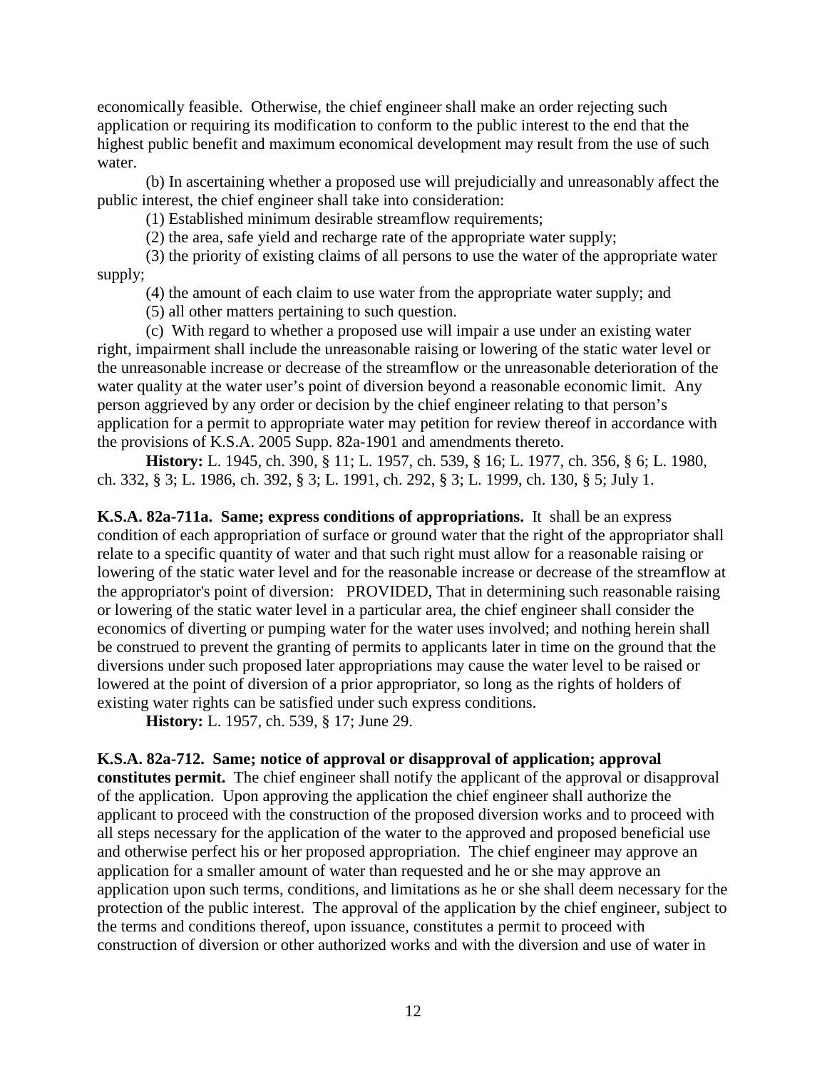economically feasible. Otherwise, the chief engineer shall make an order rejecting such application or requiring its modification to conform to the public interest to the end that the highest public benefit and maximum economical development may result from the use of such water.

(b) In ascertaining whether a proposed use will prejudicially and unreasonably affect the public interest, the chief engineer shall take into consideration:

(1) Established minimum desirable streamflow requirements;

(2) the area, safe yield and recharge rate of the appropriate water supply;

(3) the priority of existing claims of all persons to use the water of the appropriate water supply;

(4) the amount of each claim to use water from the appropriate water supply; and

(5) all other matters pertaining to such question.

(c) With regard to whether a proposed use will impair a use under an existing water right, impairment shall include the unreasonable raising or lowering of the static water level or the unreasonable increase or decrease of the streamflow or the unreasonable deterioration of the water quality at the water user's point of diversion beyond a reasonable economic limit. Any person aggrieved by any order or decision by the chief engineer relating to that person's application for a permit to appropriate water may petition for review thereof in accordance with the provisions of K.S.A. 2005 Supp. 82a-1901 and amendments thereto.

**History:** L. 1945, ch. 390, § 11; L. 1957, ch. 539, § 16; L. 1977, ch. 356, § 6; L. 1980, ch. 332, § 3; L. 1986, ch. 392, § 3; L. 1991, ch. 292, § 3; L. 1999, ch. 130, § 5; July 1.

**K.S.A. 82a-711a. Same; express conditions of appropriations.** It shall be an express condition of each appropriation of surface or ground water that the right of the appropriator shall relate to a specific quantity of water and that such right must allow for a reasonable raising or lowering of the static water level and for the reasonable increase or decrease of the streamflow at the appropriator's point of diversion: PROVIDED, That in determining such reasonable raising or lowering of the static water level in a particular area, the chief engineer shall consider the economics of diverting or pumping water for the water uses involved; and nothing herein shall be construed to prevent the granting of permits to applicants later in time on the ground that the diversions under such proposed later appropriations may cause the water level to be raised or lowered at the point of diversion of a prior appropriator, so long as the rights of holders of existing water rights can be satisfied under such express conditions.

**History:** L. 1957, ch. 539, § 17; June 29.

**K.S.A. 82a-712. Same; notice of approval or disapproval of application; approval constitutes permit.** The chief engineer shall notify the applicant of the approval or disapproval of the application. Upon approving the application the chief engineer shall authorize the applicant to proceed with the construction of the proposed diversion works and to proceed with all steps necessary for the application of the water to the approved and proposed beneficial use and otherwise perfect his or her proposed appropriation. The chief engineer may approve an application for a smaller amount of water than requested and he or she may approve an application upon such terms, conditions, and limitations as he or she shall deem necessary for the protection of the public interest. The approval of the application by the chief engineer, subject to the terms and conditions thereof, upon issuance, constitutes a permit to proceed with construction of diversion or other authorized works and with the diversion and use of water in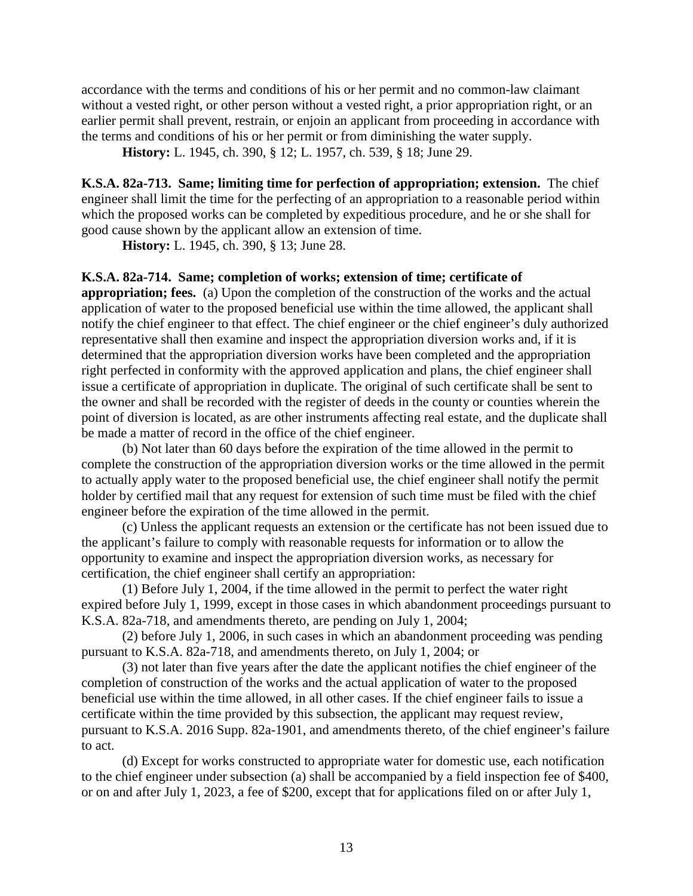accordance with the terms and conditions of his or her permit and no common-law claimant without a vested right, or other person without a vested right, a prior appropriation right, or an earlier permit shall prevent, restrain, or enjoin an applicant from proceeding in accordance with the terms and conditions of his or her permit or from diminishing the water supply.

**History:** L. 1945, ch. 390, § 12; L. 1957, ch. 539, § 18; June 29.

**K.S.A. 82a-713. Same; limiting time for perfection of appropriation; extension.** The chief engineer shall limit the time for the perfecting of an appropriation to a reasonable period within which the proposed works can be completed by expeditious procedure, and he or she shall for good cause shown by the applicant allow an extension of time.

**History:** L. 1945, ch. 390, § 13; June 28.

**K.S.A. 82a-714. Same; completion of works; extension of time; certificate of appropriation; fees.** (a) Upon the completion of the construction of the works and the actual application of water to the proposed beneficial use within the time allowed, the applicant shall notify the chief engineer to that effect. The chief engineer or the chief engineer's duly authorized representative shall then examine and inspect the appropriation diversion works and, if it is determined that the appropriation diversion works have been completed and the appropriation right perfected in conformity with the approved application and plans, the chief engineer shall issue a certificate of appropriation in duplicate. The original of such certificate shall be sent to the owner and shall be recorded with the register of deeds in the county or counties wherein the point of diversion is located, as are other instruments affecting real estate, and the duplicate shall be made a matter of record in the office of the chief engineer.

(b) Not later than 60 days before the expiration of the time allowed in the permit to complete the construction of the appropriation diversion works or the time allowed in the permit to actually apply water to the proposed beneficial use, the chief engineer shall notify the permit holder by certified mail that any request for extension of such time must be filed with the chief engineer before the expiration of the time allowed in the permit.

(c) Unless the applicant requests an extension or the certificate has not been issued due to the applicant's failure to comply with reasonable requests for information or to allow the opportunity to examine and inspect the appropriation diversion works, as necessary for certification, the chief engineer shall certify an appropriation:

(1) Before July 1, 2004, if the time allowed in the permit to perfect the water right expired before July 1, 1999, except in those cases in which abandonment proceedings pursuant to K.S.A. 82a-718, and amendments thereto, are pending on July 1, 2004;

(2) before July 1, 2006, in such cases in which an abandonment proceeding was pending pursuant to K.S.A. 82a-718, and amendments thereto, on July 1, 2004; or

(3) not later than five years after the date the applicant notifies the chief engineer of the completion of construction of the works and the actual application of water to the proposed beneficial use within the time allowed, in all other cases. If the chief engineer fails to issue a certificate within the time provided by this subsection, the applicant may request review, pursuant to K.S.A. 2016 Supp. 82a-1901, and amendments thereto, of the chief engineer's failure to act.

(d) Except for works constructed to appropriate water for domestic use, each notification to the chief engineer under subsection (a) shall be accompanied by a field inspection fee of $400, or on and after July 1, 2023, a fee of $200, except that for applications filed on or after July 1,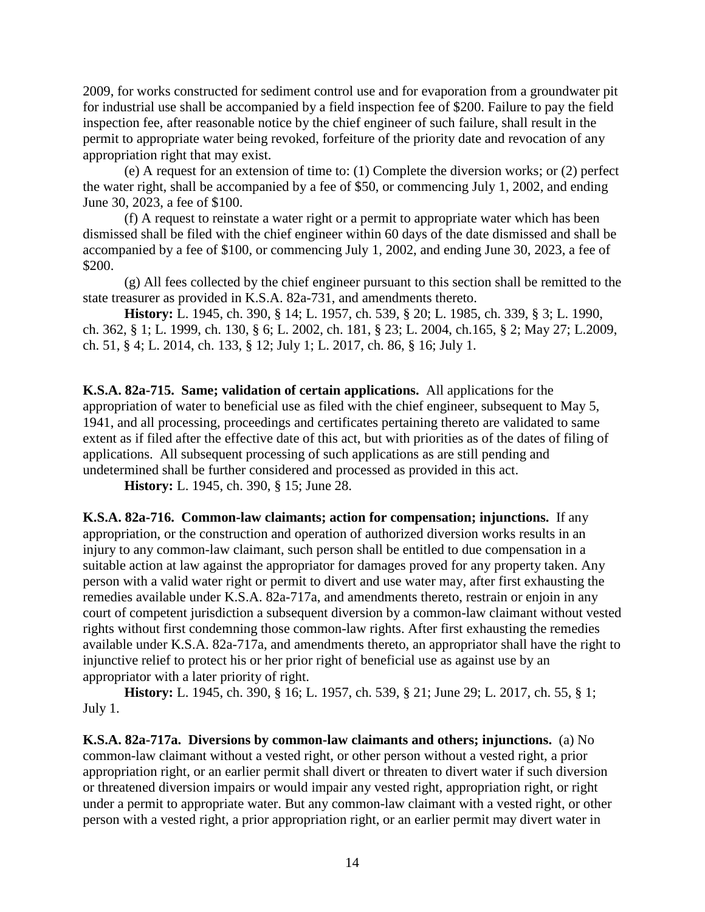2009, for works constructed for sediment control use and for evaporation from a groundwater pit for industrial use shall be accompanied by a field inspection fee of $200. Failure to pay the field inspection fee, after reasonable notice by the chief engineer of such failure, shall result in the permit to appropriate water being revoked, forfeiture of the priority date and revocation of any appropriation right that may exist.

(e) A request for an extension of time to: (1) Complete the diversion works; or (2) perfect the water right, shall be accompanied by a fee of $50, or commencing July 1, 2002, and ending June 30, 2023, a fee of $100.

(f) A request to reinstate a water right or a permit to appropriate water which has been dismissed shall be filed with the chief engineer within 60 days of the date dismissed and shall be accompanied by a fee of $100, or commencing July 1, 2002, and ending June 30, 2023, a fee of $200.

(g) All fees collected by the chief engineer pursuant to this section shall be remitted to the state treasurer as provided in K.S.A. 82a-731, and amendments thereto.

**History:** L. 1945, ch. 390, § 14; L. 1957, ch. 539, § 20; L. 1985, ch. 339, § 3; L. 1990, ch. 362, § 1; L. 1999, ch. 130, § 6; L. 2002, ch. 181, § 23; L. 2004, ch.165, § 2; May 27; L.2009, ch. 51, § 4; L. 2014, ch. 133, § 12; July 1; L. 2017, ch. 86, § 16; July 1.

**K.S.A. 82a-715. Same; validation of certain applications.** All applications for the appropriation of water to beneficial use as filed with the chief engineer, subsequent to May 5, 1941, and all processing, proceedings and certificates pertaining thereto are validated to same extent as if filed after the effective date of this act, but with priorities as of the dates of filing of applications. All subsequent processing of such applications as are still pending and undetermined shall be further considered and processed as provided in this act.

**History:** L. 1945, ch. 390, § 15; June 28.

**K.S.A. 82a-716. Common-law claimants; action for compensation; injunctions.** If any appropriation, or the construction and operation of authorized diversion works results in an injury to any common-law claimant, such person shall be entitled to due compensation in a suitable action at law against the appropriator for damages proved for any property taken. Any person with a valid water right or permit to divert and use water may, after first exhausting the remedies available under K.S.A. 82a-717a, and amendments thereto, restrain or enjoin in any court of competent jurisdiction a subsequent diversion by a common-law claimant without vested rights without first condemning those common-law rights. After first exhausting the remedies available under K.S.A. 82a-717a, and amendments thereto, an appropriator shall have the right to injunctive relief to protect his or her prior right of beneficial use as against use by an appropriator with a later priority of right.

**History:** L. 1945, ch. 390, § 16; L. 1957, ch. 539, § 21; June 29; L. 2017, ch. 55, § 1; July 1.

**K.S.A. 82a-717a. Diversions by common-law claimants and others; injunctions.** (a) No common-law claimant without a vested right, or other person without a vested right, a prior appropriation right, or an earlier permit shall divert or threaten to divert water if such diversion or threatened diversion impairs or would impair any vested right, appropriation right, or right under a permit to appropriate water. But any common-law claimant with a vested right, or other person with a vested right, a prior appropriation right, or an earlier permit may divert water in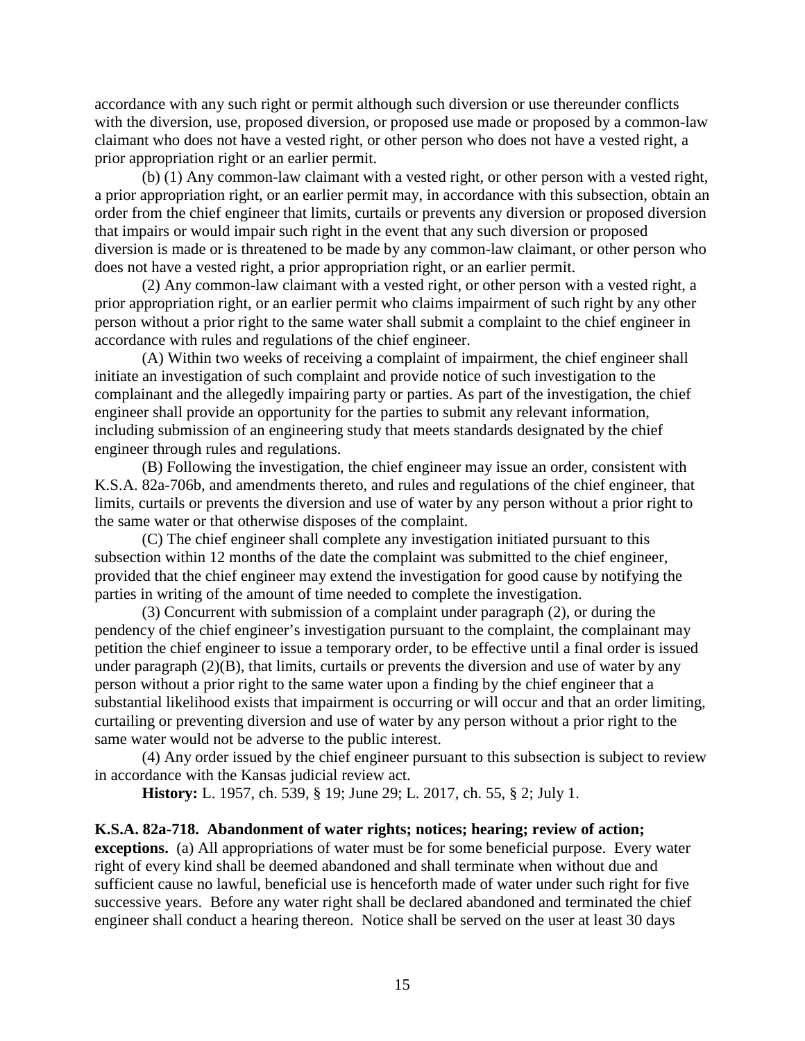accordance with any such right or permit although such diversion or use thereunder conflicts with the diversion, use, proposed diversion, or proposed use made or proposed by a common-law claimant who does not have a vested right, or other person who does not have a vested right, a prior appropriation right or an earlier permit.

(b) (1) Any common-law claimant with a vested right, or other person with a vested right, a prior appropriation right, or an earlier permit may, in accordance with this subsection, obtain an order from the chief engineer that limits, curtails or prevents any diversion or proposed diversion that impairs or would impair such right in the event that any such diversion or proposed diversion is made or is threatened to be made by any common-law claimant, or other person who does not have a vested right, a prior appropriation right, or an earlier permit.

(2) Any common-law claimant with a vested right, or other person with a vested right, a prior appropriation right, or an earlier permit who claims impairment of such right by any other person without a prior right to the same water shall submit a complaint to the chief engineer in accordance with rules and regulations of the chief engineer.

(A) Within two weeks of receiving a complaint of impairment, the chief engineer shall initiate an investigation of such complaint and provide notice of such investigation to the complainant and the allegedly impairing party or parties. As part of the investigation, the chief engineer shall provide an opportunity for the parties to submit any relevant information, including submission of an engineering study that meets standards designated by the chief engineer through rules and regulations.

(B) Following the investigation, the chief engineer may issue an order, consistent with K.S.A. 82a-706b, and amendments thereto, and rules and regulations of the chief engineer, that limits, curtails or prevents the diversion and use of water by any person without a prior right to the same water or that otherwise disposes of the complaint.

(C) The chief engineer shall complete any investigation initiated pursuant to this subsection within 12 months of the date the complaint was submitted to the chief engineer, provided that the chief engineer may extend the investigation for good cause by notifying the parties in writing of the amount of time needed to complete the investigation.

(3) Concurrent with submission of a complaint under paragraph (2), or during the pendency of the chief engineer's investigation pursuant to the complaint, the complainant may petition the chief engineer to issue a temporary order, to be effective until a final order is issued under paragraph (2)(B), that limits, curtails or prevents the diversion and use of water by any person without a prior right to the same water upon a finding by the chief engineer that a substantial likelihood exists that impairment is occurring or will occur and that an order limiting, curtailing or preventing diversion and use of water by any person without a prior right to the same water would not be adverse to the public interest.

(4) Any order issued by the chief engineer pursuant to this subsection is subject to review in accordance with the Kansas judicial review act.

**History:** L. 1957, ch. 539, § 19; June 29; L. 2017, ch. 55, § 2; July 1.

**K.S.A. 82a-718. Abandonment of water rights; notices; hearing; review of action; exceptions.** (a) All appropriations of water must be for some beneficial purpose. Every water right of every kind shall be deemed abandoned and shall terminate when without due and sufficient cause no lawful, beneficial use is henceforth made of water under such right for five successive years. Before any water right shall be declared abandoned and terminated the chief engineer shall conduct a hearing thereon. Notice shall be served on the user at least 30 days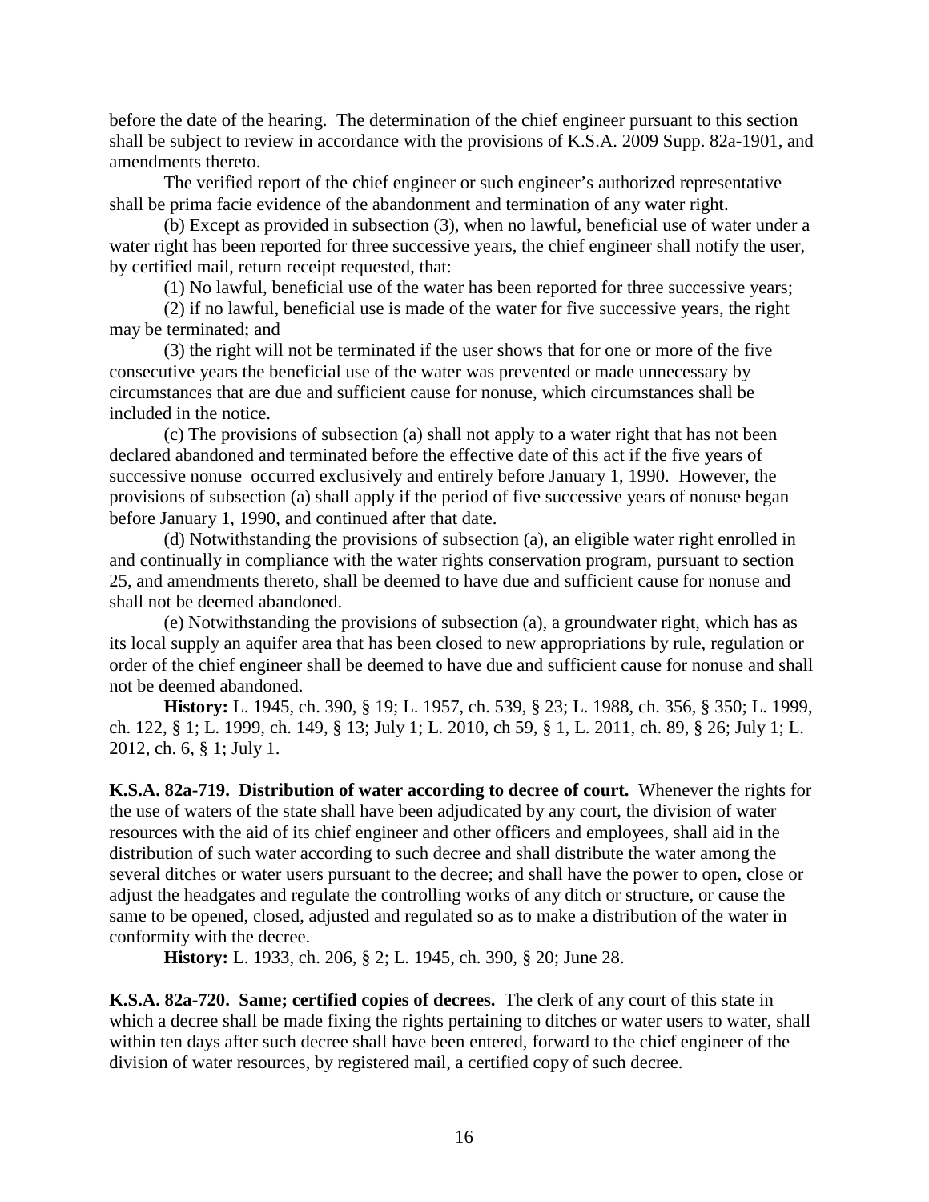before the date of the hearing. The determination of the chief engineer pursuant to this section shall be subject to review in accordance with the provisions of K.S.A. 2009 Supp. 82a-1901, and amendments thereto.

The verified report of the chief engineer or such engineer's authorized representative shall be prima facie evidence of the abandonment and termination of any water right.

(b) Except as provided in subsection (3), when no lawful, beneficial use of water under a water right has been reported for three successive years, the chief engineer shall notify the user, by certified mail, return receipt requested, that:

(1) No lawful, beneficial use of the water has been reported for three successive years;

(2) if no lawful, beneficial use is made of the water for five successive years, the right may be terminated; and

(3) the right will not be terminated if the user shows that for one or more of the five consecutive years the beneficial use of the water was prevented or made unnecessary by circumstances that are due and sufficient cause for nonuse, which circumstances shall be included in the notice.

(c) The provisions of subsection (a) shall not apply to a water right that has not been declared abandoned and terminated before the effective date of this act if the five years of successive nonuse occurred exclusively and entirely before January 1, 1990. However, the provisions of subsection (a) shall apply if the period of five successive years of nonuse began before January 1, 1990, and continued after that date.

(d) Notwithstanding the provisions of subsection (a), an eligible water right enrolled in and continually in compliance with the water rights conservation program, pursuant to section 25, and amendments thereto, shall be deemed to have due and sufficient cause for nonuse and shall not be deemed abandoned.

(e) Notwithstanding the provisions of subsection (a), a groundwater right, which has as its local supply an aquifer area that has been closed to new appropriations by rule, regulation or order of the chief engineer shall be deemed to have due and sufficient cause for nonuse and shall not be deemed abandoned.

**History:** L. 1945, ch. 390, § 19; L. 1957, ch. 539, § 23; L. 1988, ch. 356, § 350; L. 1999, ch. 122, § 1; L. 1999, ch. 149, § 13; July 1; L. 2010, ch 59, § 1, L. 2011, ch. 89, § 26; July 1; L. 2012, ch. 6, § 1; July 1.

**K.S.A. 82a-719. Distribution of water according to decree of court.** Whenever the rights for the use of waters of the state shall have been adjudicated by any court, the division of water resources with the aid of its chief engineer and other officers and employees, shall aid in the distribution of such water according to such decree and shall distribute the water among the several ditches or water users pursuant to the decree; and shall have the power to open, close or adjust the headgates and regulate the controlling works of any ditch or structure, or cause the same to be opened, closed, adjusted and regulated so as to make a distribution of the water in conformity with the decree.

**History:** L. 1933, ch. 206, § 2; L. 1945, ch. 390, § 20; June 28.

**K.S.A. 82a-720. Same; certified copies of decrees.** The clerk of any court of this state in which a decree shall be made fixing the rights pertaining to ditches or water users to water, shall within ten days after such decree shall have been entered, forward to the chief engineer of the division of water resources, by registered mail, a certified copy of such decree.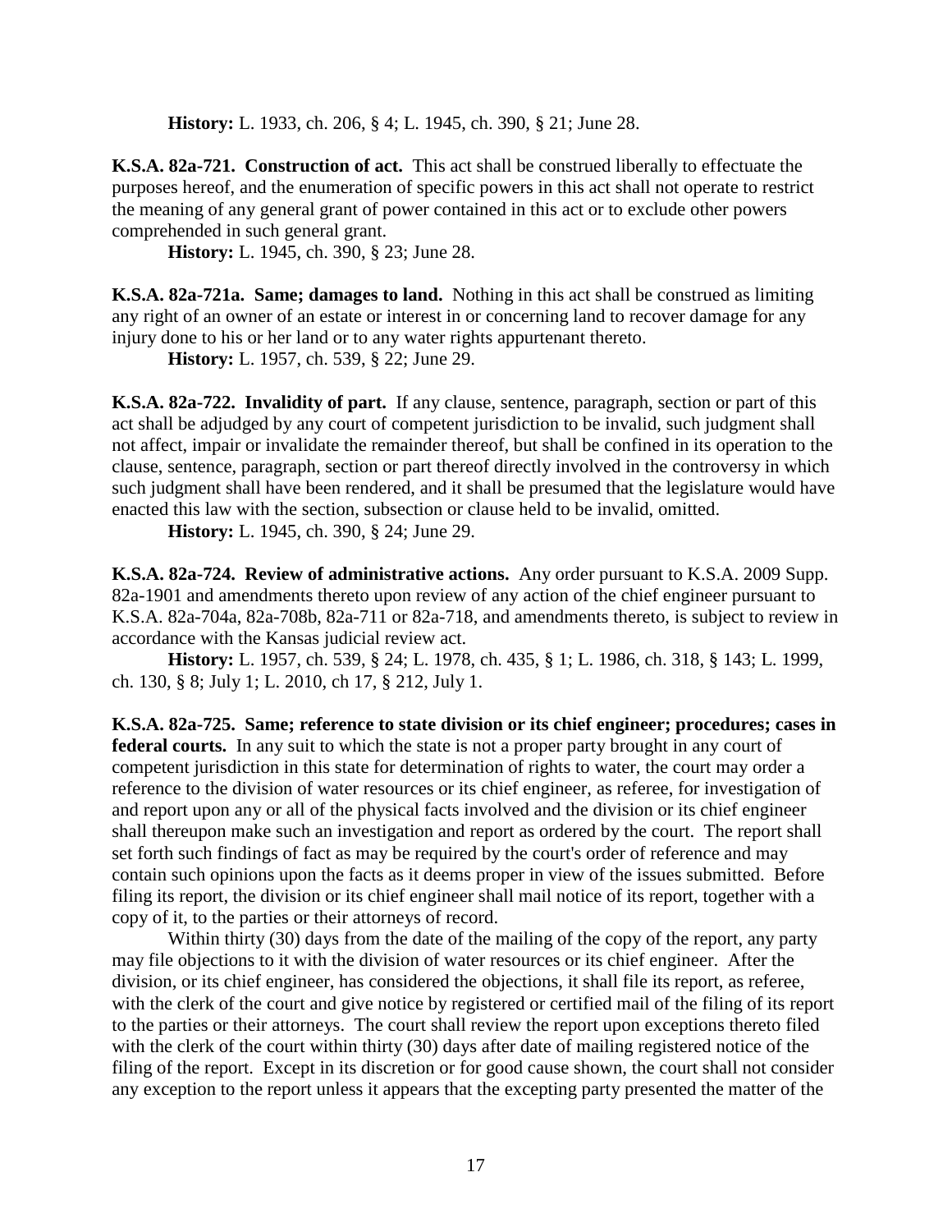**History:** L. 1933, ch. 206, § 4; L. 1945, ch. 390, § 21; June 28.

**K.S.A. 82a-721. Construction of act.** This act shall be construed liberally to effectuate the purposes hereof, and the enumeration of specific powers in this act shall not operate to restrict the meaning of any general grant of power contained in this act or to exclude other powers comprehended in such general grant.

**History:** L. 1945, ch. 390, § 23; June 28.

**K.S.A. 82a-721a. Same; damages to land.** Nothing in this act shall be construed as limiting any right of an owner of an estate or interest in or concerning land to recover damage for any injury done to his or her land or to any water rights appurtenant thereto.

**History:** L. 1957, ch. 539, § 22; June 29.

**K.S.A. 82a-722. Invalidity of part.** If any clause, sentence, paragraph, section or part of this act shall be adjudged by any court of competent jurisdiction to be invalid, such judgment shall not affect, impair or invalidate the remainder thereof, but shall be confined in its operation to the clause, sentence, paragraph, section or part thereof directly involved in the controversy in which such judgment shall have been rendered, and it shall be presumed that the legislature would have enacted this law with the section, subsection or clause held to be invalid, omitted.

**History:** L. 1945, ch. 390, § 24; June 29.

**K.S.A. 82a-724. Review of administrative actions.** Any order pursuant to K.S.A. 2009 Supp. 82a-1901 and amendments thereto upon review of any action of the chief engineer pursuant to K.S.A. 82a-704a, 82a-708b, 82a-711 or 82a-718, and amendments thereto, is subject to review in accordance with the Kansas judicial review act.

**History:** L. 1957, ch. 539, § 24; L. 1978, ch. 435, § 1; L. 1986, ch. 318, § 143; L. 1999, ch. 130, § 8; July 1; L. 2010, ch 17, § 212, July 1.

**K.S.A. 82a-725. Same; reference to state division or its chief engineer; procedures; cases in federal courts.** In any suit to which the state is not a proper party brought in any court of competent jurisdiction in this state for determination of rights to water, the court may order a reference to the division of water resources or its chief engineer, as referee, for investigation of and report upon any or all of the physical facts involved and the division or its chief engineer shall thereupon make such an investigation and report as ordered by the court. The report shall set forth such findings of fact as may be required by the court's order of reference and may contain such opinions upon the facts as it deems proper in view of the issues submitted. Before filing its report, the division or its chief engineer shall mail notice of its report, together with a copy of it, to the parties or their attorneys of record.

Within thirty (30) days from the date of the mailing of the copy of the report, any party may file objections to it with the division of water resources or its chief engineer. After the division, or its chief engineer, has considered the objections, it shall file its report, as referee, with the clerk of the court and give notice by registered or certified mail of the filing of its report to the parties or their attorneys. The court shall review the report upon exceptions thereto filed with the clerk of the court within thirty (30) days after date of mailing registered notice of the filing of the report. Except in its discretion or for good cause shown, the court shall not consider any exception to the report unless it appears that the excepting party presented the matter of the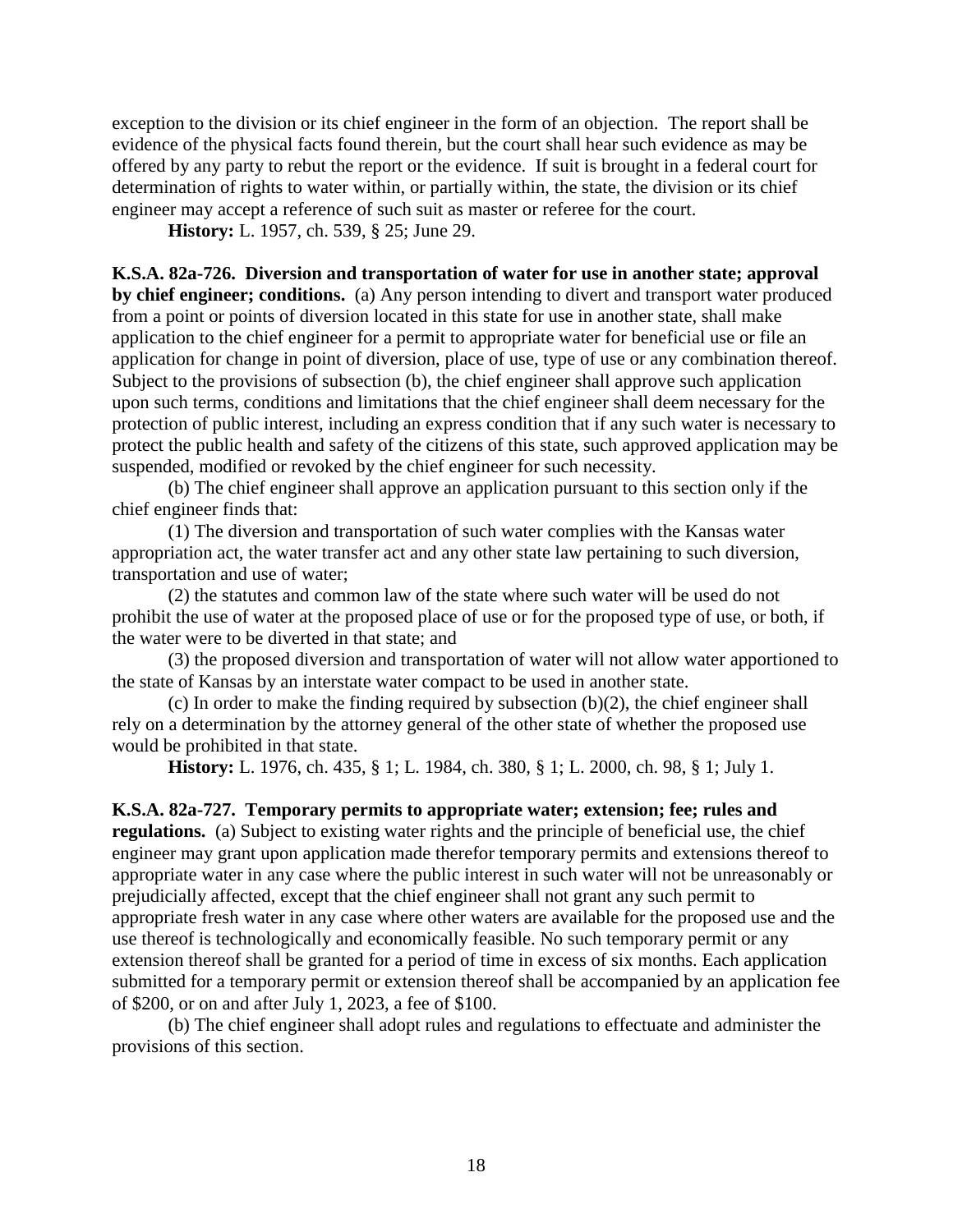exception to the division or its chief engineer in the form of an objection. The report shall be evidence of the physical facts found therein, but the court shall hear such evidence as may be offered by any party to rebut the report or the evidence. If suit is brought in a federal court for determination of rights to water within, or partially within, the state, the division or its chief engineer may accept a reference of such suit as master or referee for the court.

**History:** L. 1957, ch. 539, § 25; June 29.

**K.S.A. 82a-726. Diversion and transportation of water for use in another state; approval by chief engineer; conditions.** (a) Any person intending to divert and transport water produced from a point or points of diversion located in this state for use in another state, shall make application to the chief engineer for a permit to appropriate water for beneficial use or file an application for change in point of diversion, place of use, type of use or any combination thereof. Subject to the provisions of subsection (b), the chief engineer shall approve such application upon such terms, conditions and limitations that the chief engineer shall deem necessary for the protection of public interest, including an express condition that if any such water is necessary to protect the public health and safety of the citizens of this state, such approved application may be suspended, modified or revoked by the chief engineer for such necessity.

(b) The chief engineer shall approve an application pursuant to this section only if the chief engineer finds that:

(1) The diversion and transportation of such water complies with the Kansas water appropriation act, the water transfer act and any other state law pertaining to such diversion, transportation and use of water;

(2) the statutes and common law of the state where such water will be used do not prohibit the use of water at the proposed place of use or for the proposed type of use, or both, if the water were to be diverted in that state; and

(3) the proposed diversion and transportation of water will not allow water apportioned to the state of Kansas by an interstate water compact to be used in another state.

(c) In order to make the finding required by subsection (b)(2), the chief engineer shall rely on a determination by the attorney general of the other state of whether the proposed use would be prohibited in that state.

**History:** L. 1976, ch. 435, § 1; L. 1984, ch. 380, § 1; L. 2000, ch. 98, § 1; July 1.

**K.S.A. 82a-727. Temporary permits to appropriate water; extension; fee; rules and regulations.** (a) Subject to existing water rights and the principle of beneficial use, the chief engineer may grant upon application made therefor temporary permits and extensions thereof to appropriate water in any case where the public interest in such water will not be unreasonably or prejudicially affected, except that the chief engineer shall not grant any such permit to appropriate fresh water in any case where other waters are available for the proposed use and the use thereof is technologically and economically feasible. No such temporary permit or any extension thereof shall be granted for a period of time in excess of six months. Each application submitted for a temporary permit or extension thereof shall be accompanied by an application fee of $200, or on and after July 1, 2023, a fee of $100.

(b) The chief engineer shall adopt rules and regulations to effectuate and administer the provisions of this section.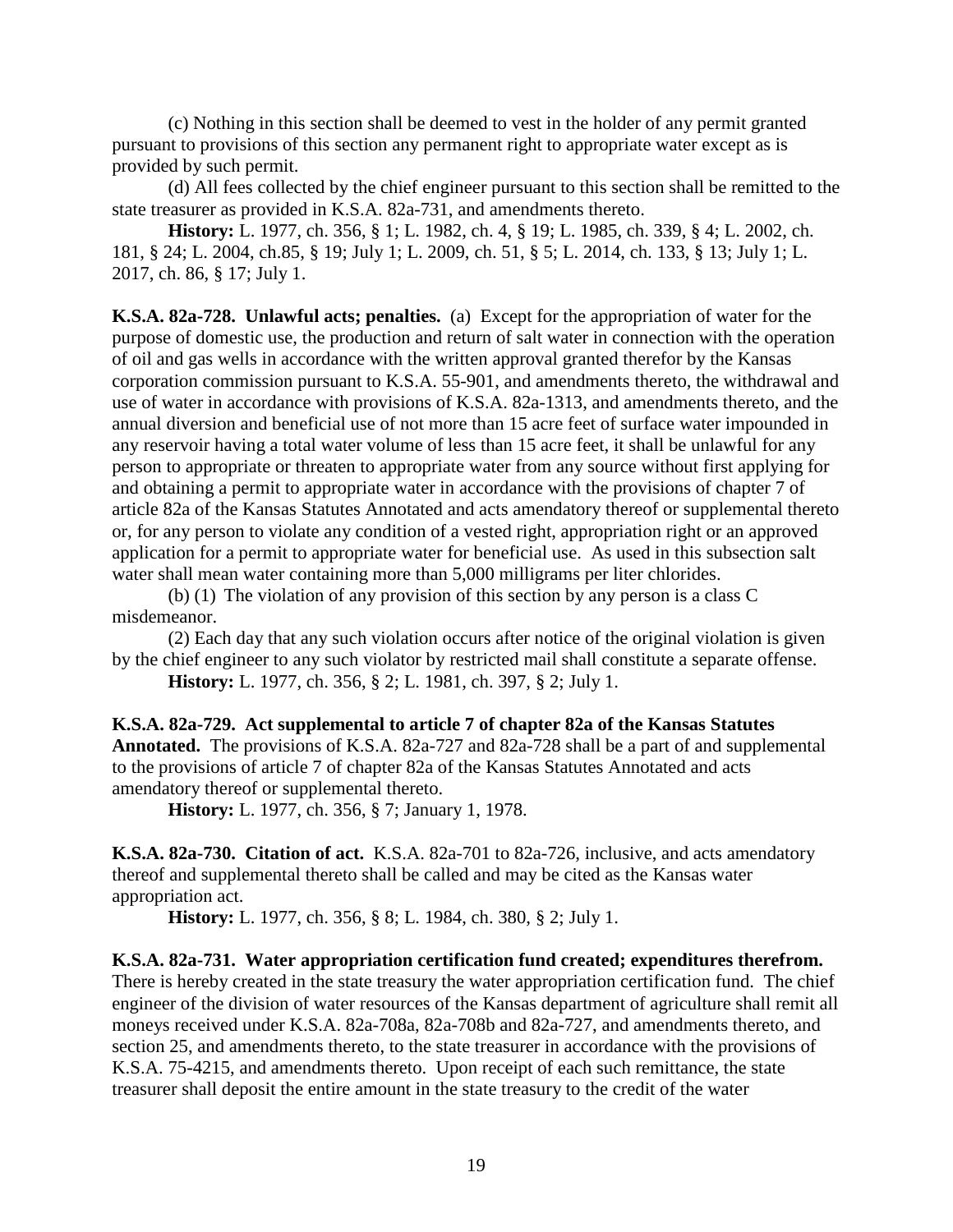(c) Nothing in this section shall be deemed to vest in the holder of any permit granted pursuant to provisions of this section any permanent right to appropriate water except as is provided by such permit.

(d) All fees collected by the chief engineer pursuant to this section shall be remitted to the state treasurer as provided in K.S.A. 82a-731, and amendments thereto.

**History:** L. 1977, ch. 356, § 1; L. 1982, ch. 4, § 19; L. 1985, ch. 339, § 4; L. 2002, ch. 181, § 24; L. 2004, ch.85, § 19; July 1; L. 2009, ch. 51, § 5; L. 2014, ch. 133, § 13; July 1; L. 2017, ch. 86, § 17; July 1.

**K.S.A. 82a-728. Unlawful acts; penalties.** (a) Except for the appropriation of water for the purpose of domestic use, the production and return of salt water in connection with the operation of oil and gas wells in accordance with the written approval granted therefor by the Kansas corporation commission pursuant to K.S.A. 55-901, and amendments thereto, the withdrawal and use of water in accordance with provisions of K.S.A. 82a-1313, and amendments thereto, and the annual diversion and beneficial use of not more than 15 acre feet of surface water impounded in any reservoir having a total water volume of less than 15 acre feet, it shall be unlawful for any person to appropriate or threaten to appropriate water from any source without first applying for and obtaining a permit to appropriate water in accordance with the provisions of chapter 7 of article 82a of the Kansas Statutes Annotated and acts amendatory thereof or supplemental thereto or, for any person to violate any condition of a vested right, appropriation right or an approved application for a permit to appropriate water for beneficial use. As used in this subsection salt water shall mean water containing more than 5,000 milligrams per liter chlorides.

(b) (1) The violation of any provision of this section by any person is a class C misdemeanor.

(2) Each day that any such violation occurs after notice of the original violation is given by the chief engineer to any such violator by restricted mail shall constitute a separate offense.

**History:** L. 1977, ch. 356, § 2; L. 1981, ch. 397, § 2; July 1.

**K.S.A. 82a-729. Act supplemental to article 7 of chapter 82a of the Kansas Statutes Annotated.** The provisions of K.S.A. 82a-727 and 82a-728 shall be a part of and supplemental to the provisions of article 7 of chapter 82a of the Kansas Statutes Annotated and acts amendatory thereof or supplemental thereto.

**History:** L. 1977, ch. 356, § 7; January 1, 1978.

**K.S.A. 82a-730. Citation of act.** K.S.A. 82a-701 to 82a-726, inclusive, and acts amendatory thereof and supplemental thereto shall be called and may be cited as the Kansas water appropriation act.

**History:** L. 1977, ch. 356, § 8; L. 1984, ch. 380, § 2; July 1.

**K.S.A. 82a-731. Water appropriation certification fund created; expenditures therefrom.** There is hereby created in the state treasury the water appropriation certification fund. The chief engineer of the division of water resources of the Kansas department of agriculture shall remit all moneys received under K.S.A. 82a-708a, 82a-708b and 82a-727, and amendments thereto, and section 25, and amendments thereto, to the state treasurer in accordance with the provisions of K.S.A. 75-4215, and amendments thereto. Upon receipt of each such remittance, the state treasurer shall deposit the entire amount in the state treasury to the credit of the water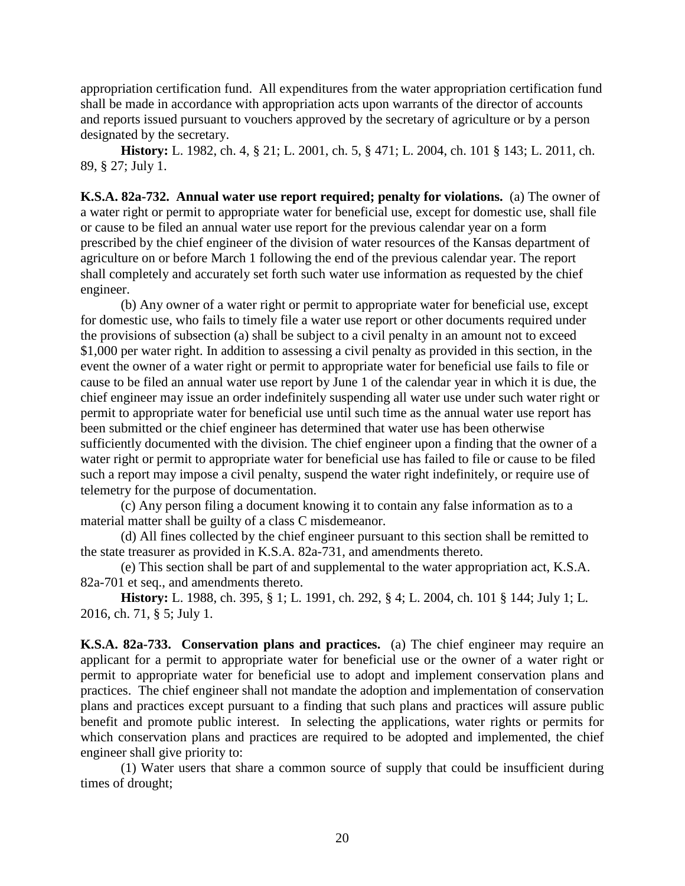appropriation certification fund. All expenditures from the water appropriation certification fund shall be made in accordance with appropriation acts upon warrants of the director of accounts and reports issued pursuant to vouchers approved by the secretary of agriculture or by a person designated by the secretary.

**History:** L. 1982, ch. 4, § 21; L. 2001, ch. 5, § 471; L. 2004, ch. 101 § 143; L. 2011, ch. 89, § 27; July 1.

**K.S.A. 82a-732. Annual water use report required; penalty for violations.** (a) The owner of a water right or permit to appropriate water for beneficial use, except for domestic use, shall file or cause to be filed an annual water use report for the previous calendar year on a form prescribed by the chief engineer of the division of water resources of the Kansas department of agriculture on or before March 1 following the end of the previous calendar year. The report shall completely and accurately set forth such water use information as requested by the chief engineer.

(b) Any owner of a water right or permit to appropriate water for beneficial use, except for domestic use, who fails to timely file a water use report or other documents required under the provisions of subsection (a) shall be subject to a civil penalty in an amount not to exceed $1,000 per water right. In addition to assessing a civil penalty as provided in this section, in the event the owner of a water right or permit to appropriate water for beneficial use fails to file or cause to be filed an annual water use report by June 1 of the calendar year in which it is due, the chief engineer may issue an order indefinitely suspending all water use under such water right or permit to appropriate water for beneficial use until such time as the annual water use report has been submitted or the chief engineer has determined that water use has been otherwise sufficiently documented with the division. The chief engineer upon a finding that the owner of a water right or permit to appropriate water for beneficial use has failed to file or cause to be filed such a report may impose a civil penalty, suspend the water right indefinitely, or require use of telemetry for the purpose of documentation.

(c) Any person filing a document knowing it to contain any false information as to a material matter shall be guilty of a class C misdemeanor.

(d) All fines collected by the chief engineer pursuant to this section shall be remitted to the state treasurer as provided in K.S.A. 82a-731, and amendments thereto.

(e) This section shall be part of and supplemental to the water appropriation act, K.S.A. 82a-701 et seq., and amendments thereto.

**History:** L. 1988, ch. 395, § 1; L. 1991, ch. 292, § 4; L. 2004, ch. 101 § 144; July 1; L. 2016, ch. 71, § 5; July 1.

**K.S.A. 82a-733. Conservation plans and practices.** (a) The chief engineer may require an applicant for a permit to appropriate water for beneficial use or the owner of a water right or permit to appropriate water for beneficial use to adopt and implement conservation plans and practices. The chief engineer shall not mandate the adoption and implementation of conservation plans and practices except pursuant to a finding that such plans and practices will assure public benefit and promote public interest. In selecting the applications, water rights or permits for which conservation plans and practices are required to be adopted and implemented, the chief engineer shall give priority to:

(1) Water users that share a common source of supply that could be insufficient during times of drought;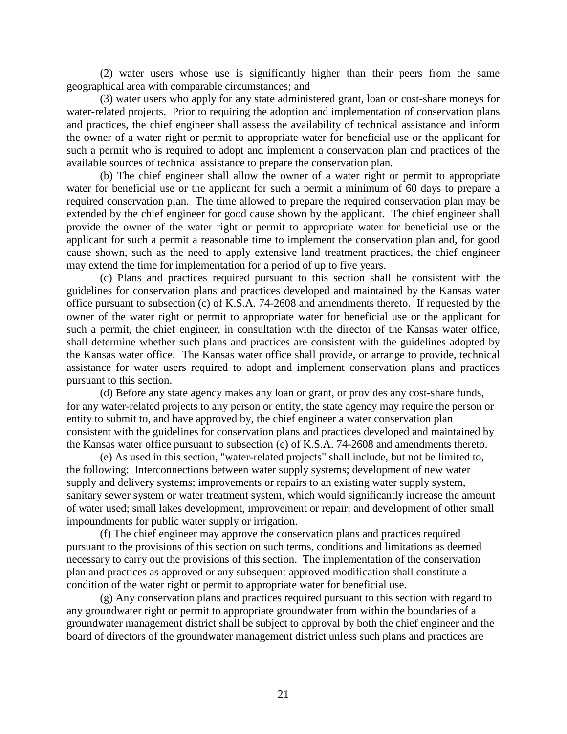(2) water users whose use is significantly higher than their peers from the same geographical area with comparable circumstances; and

(3) water users who apply for any state administered grant, loan or cost-share moneys for water-related projects. Prior to requiring the adoption and implementation of conservation plans and practices, the chief engineer shall assess the availability of technical assistance and inform the owner of a water right or permit to appropriate water for beneficial use or the applicant for such a permit who is required to adopt and implement a conservation plan and practices of the available sources of technical assistance to prepare the conservation plan.

(b) The chief engineer shall allow the owner of a water right or permit to appropriate water for beneficial use or the applicant for such a permit a minimum of 60 days to prepare a required conservation plan. The time allowed to prepare the required conservation plan may be extended by the chief engineer for good cause shown by the applicant. The chief engineer shall provide the owner of the water right or permit to appropriate water for beneficial use or the applicant for such a permit a reasonable time to implement the conservation plan and, for good cause shown, such as the need to apply extensive land treatment practices, the chief engineer may extend the time for implementation for a period of up to five years.

(c) Plans and practices required pursuant to this section shall be consistent with the guidelines for conservation plans and practices developed and maintained by the Kansas water office pursuant to subsection (c) of K.S.A. 74-2608 and amendments thereto. If requested by the owner of the water right or permit to appropriate water for beneficial use or the applicant for such a permit, the chief engineer, in consultation with the director of the Kansas water office, shall determine whether such plans and practices are consistent with the guidelines adopted by the Kansas water office. The Kansas water office shall provide, or arrange to provide, technical assistance for water users required to adopt and implement conservation plans and practices pursuant to this section.

(d) Before any state agency makes any loan or grant, or provides any cost-share funds, for any water-related projects to any person or entity, the state agency may require the person or entity to submit to, and have approved by, the chief engineer a water conservation plan consistent with the guidelines for conservation plans and practices developed and maintained by the Kansas water office pursuant to subsection (c) of K.S.A. 74-2608 and amendments thereto.

(e) As used in this section, "water-related projects" shall include, but not be limited to, the following: Interconnections between water supply systems; development of new water supply and delivery systems; improvements or repairs to an existing water supply system, sanitary sewer system or water treatment system, which would significantly increase the amount of water used; small lakes development, improvement or repair; and development of other small impoundments for public water supply or irrigation.

(f) The chief engineer may approve the conservation plans and practices required pursuant to the provisions of this section on such terms, conditions and limitations as deemed necessary to carry out the provisions of this section. The implementation of the conservation plan and practices as approved or any subsequent approved modification shall constitute a condition of the water right or permit to appropriate water for beneficial use.

(g) Any conservation plans and practices required pursuant to this section with regard to any groundwater right or permit to appropriate groundwater from within the boundaries of a groundwater management district shall be subject to approval by both the chief engineer and the board of directors of the groundwater management district unless such plans and practices are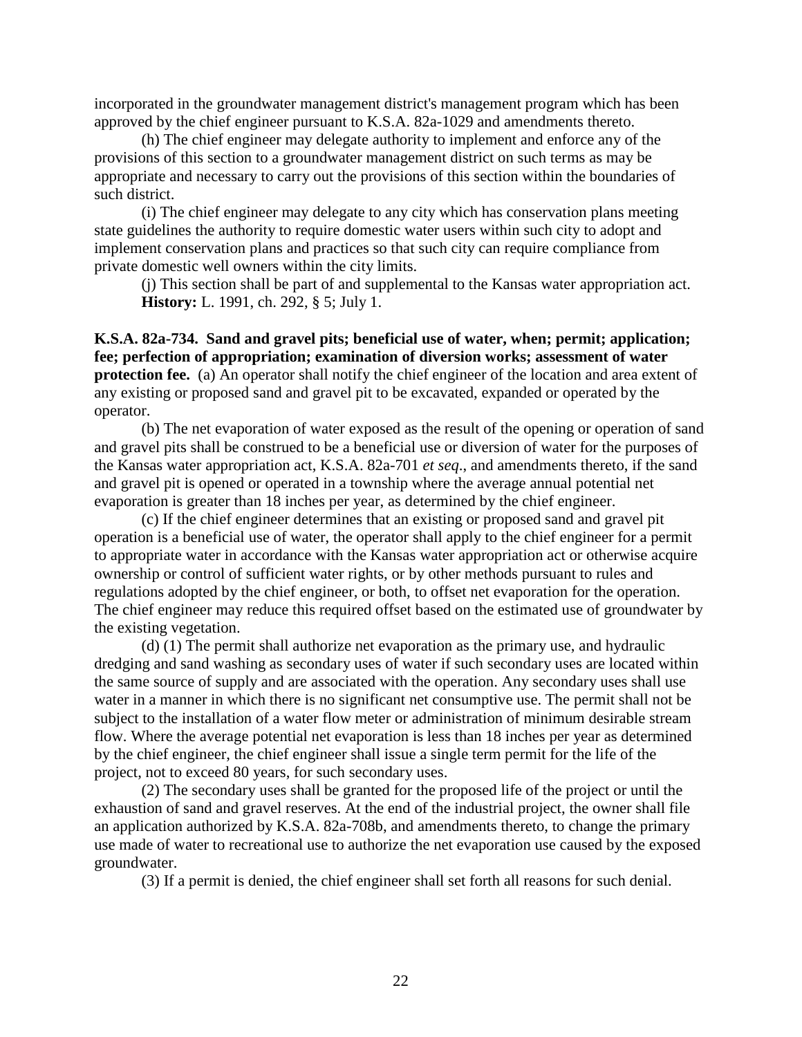incorporated in the groundwater management district's management program which has been approved by the chief engineer pursuant to K.S.A. 82a-1029 and amendments thereto.

(h) The chief engineer may delegate authority to implement and enforce any of the provisions of this section to a groundwater management district on such terms as may be appropriate and necessary to carry out the provisions of this section within the boundaries of such district.

(i) The chief engineer may delegate to any city which has conservation plans meeting state guidelines the authority to require domestic water users within such city to adopt and implement conservation plans and practices so that such city can require compliance from private domestic well owners within the city limits.

(j) This section shall be part of and supplemental to the Kansas water appropriation act.

**History:** L. 1991, ch. 292, § 5; July 1.

**K.S.A. 82a-734. Sand and gravel pits; beneficial use of water, when; permit; application; fee; perfection of appropriation; examination of diversion works; assessment of water protection fee.** (a) An operator shall notify the chief engineer of the location and area extent of any existing or proposed sand and gravel pit to be excavated, expanded or operated by the operator.

(b) The net evaporation of water exposed as the result of the opening or operation of sand and gravel pits shall be construed to be a beneficial use or diversion of water for the purposes of the Kansas water appropriation act, K.S.A. 82a-701 *et seq*., and amendments thereto, if the sand and gravel pit is opened or operated in a township where the average annual potential net evaporation is greater than 18 inches per year, as determined by the chief engineer.

(c) If the chief engineer determines that an existing or proposed sand and gravel pit operation is a beneficial use of water, the operator shall apply to the chief engineer for a permit to appropriate water in accordance with the Kansas water appropriation act or otherwise acquire ownership or control of sufficient water rights, or by other methods pursuant to rules and regulations adopted by the chief engineer, or both, to offset net evaporation for the operation. The chief engineer may reduce this required offset based on the estimated use of groundwater by the existing vegetation.

(d) (1) The permit shall authorize net evaporation as the primary use, and hydraulic dredging and sand washing as secondary uses of water if such secondary uses are located within the same source of supply and are associated with the operation. Any secondary uses shall use water in a manner in which there is no significant net consumptive use. The permit shall not be subject to the installation of a water flow meter or administration of minimum desirable stream flow. Where the average potential net evaporation is less than 18 inches per year as determined by the chief engineer, the chief engineer shall issue a single term permit for the life of the project, not to exceed 80 years, for such secondary uses.

(2) The secondary uses shall be granted for the proposed life of the project or until the exhaustion of sand and gravel reserves. At the end of the industrial project, the owner shall file an application authorized by K.S.A. 82a-708b, and amendments thereto, to change the primary use made of water to recreational use to authorize the net evaporation use caused by the exposed groundwater.

(3) If a permit is denied, the chief engineer shall set forth all reasons for such denial.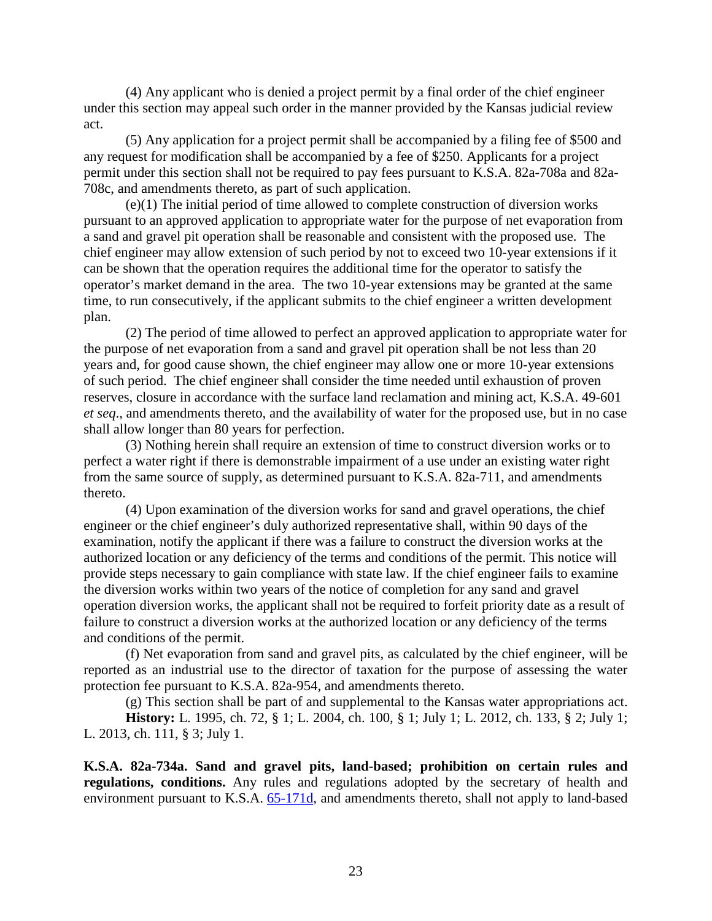(4) Any applicant who is denied a project permit by a final order of the chief engineer under this section may appeal such order in the manner provided by the Kansas judicial review act.

(5) Any application for a project permit shall be accompanied by a filing fee of $500 and any request for modification shall be accompanied by a fee of $250. Applicants for a project permit under this section shall not be required to pay fees pursuant to K.S.A. 82a-708a and 82a-708c, and amendments thereto, as part of such application.

(e)(1) The initial period of time allowed to complete construction of diversion works pursuant to an approved application to appropriate water for the purpose of net evaporation from a sand and gravel pit operation shall be reasonable and consistent with the proposed use. The chief engineer may allow extension of such period by not to exceed two 10-year extensions if it can be shown that the operation requires the additional time for the operator to satisfy the operator's market demand in the area. The two 10-year extensions may be granted at the same time, to run consecutively, if the applicant submits to the chief engineer a written development plan.

(2) The period of time allowed to perfect an approved application to appropriate water for the purpose of net evaporation from a sand and gravel pit operation shall be not less than 20 years and, for good cause shown, the chief engineer may allow one or more 10-year extensions of such period. The chief engineer shall consider the time needed until exhaustion of proven reserves, closure in accordance with the surface land reclamation and mining act, K.S.A. 49-601 *et seq*., and amendments thereto, and the availability of water for the proposed use, but in no case shall allow longer than 80 years for perfection.

(3) Nothing herein shall require an extension of time to construct diversion works or to perfect a water right if there is demonstrable impairment of a use under an existing water right from the same source of supply, as determined pursuant to K.S.A. 82a-711, and amendments thereto.

(4) Upon examination of the diversion works for sand and gravel operations, the chief engineer or the chief engineer's duly authorized representative shall, within 90 days of the examination, notify the applicant if there was a failure to construct the diversion works at the authorized location or any deficiency of the terms and conditions of the permit. This notice will provide steps necessary to gain compliance with state law. If the chief engineer fails to examine the diversion works within two years of the notice of completion for any sand and gravel operation diversion works, the applicant shall not be required to forfeit priority date as a result of failure to construct a diversion works at the authorized location or any deficiency of the terms and conditions of the permit.

(f) Net evaporation from sand and gravel pits, as calculated by the chief engineer, will be reported as an industrial use to the director of taxation for the purpose of assessing the water protection fee pursuant to K.S.A. 82a-954, and amendments thereto.

(g) This section shall be part of and supplemental to the Kansas water appropriations act.

**History:** L. 1995, ch. 72, § 1; L. 2004, ch. 100, § 1; July 1; L. 2012, ch. 133, § 2; July 1; L. 2013, ch. 111, § 3; July 1.

**K.S.A. 82a-734a. Sand and gravel pits, land-based; prohibition on certain rules and regulations, conditions.** Any rules and regulations adopted by the secretary of health and environment pursuant to K.S.A. 65-171d, and amendments thereto, shall not apply to land-based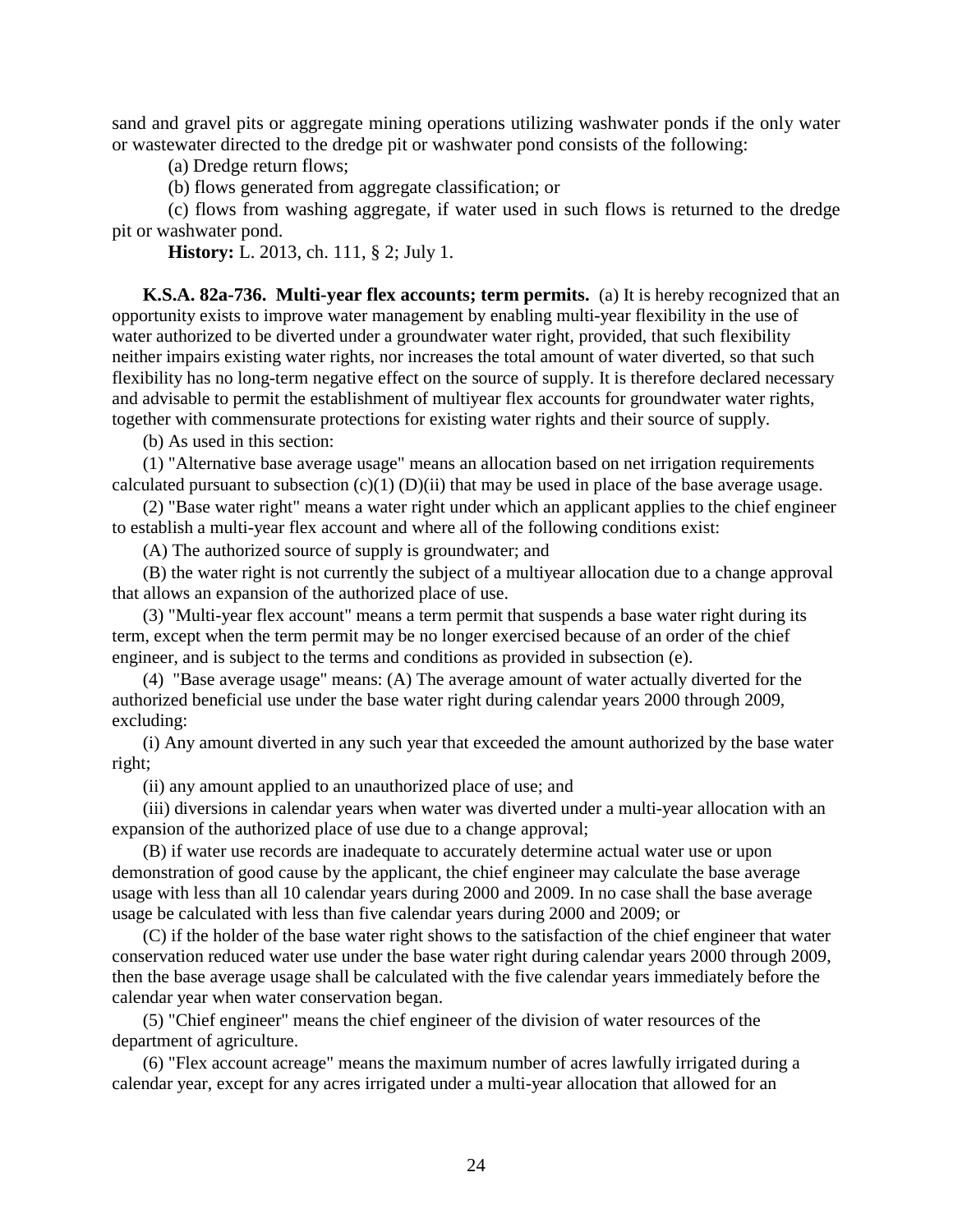sand and gravel pits or aggregate mining operations utilizing washwater ponds if the only water or wastewater directed to the dredge pit or washwater pond consists of the following:

(a) Dredge return flows;

(b) flows generated from aggregate classification; or

(c) flows from washing aggregate, if water used in such flows is returned to the dredge pit or washwater pond.

**History:** L. 2013, ch. 111, § 2; July 1.

**K.S.A. 82a-736. Multi-year flex accounts; term permits.** (a) It is hereby recognized that an opportunity exists to improve water management by enabling multi-year flexibility in the use of water authorized to be diverted under a groundwater water right, provided, that such flexibility neither impairs existing water rights, nor increases the total amount of water diverted, so that such flexibility has no long-term negative effect on the source of supply. It is therefore declared necessary and advisable to permit the establishment of multiyear flex accounts for groundwater water rights, together with commensurate protections for existing water rights and their source of supply.

(b) As used in this section:

(1) "Alternative base average usage" means an allocation based on net irrigation requirements calculated pursuant to subsection (c)(1) (D)(ii) that may be used in place of the base average usage.

(2) "Base water right" means a water right under which an applicant applies to the chief engineer to establish a multi-year flex account and where all of the following conditions exist:

(A) The authorized source of supply is groundwater; and

(B) the water right is not currently the subject of a multiyear allocation due to a change approval that allows an expansion of the authorized place of use.

(3) "Multi-year flex account" means a term permit that suspends a base water right during its term, except when the term permit may be no longer exercised because of an order of the chief engineer, and is subject to the terms and conditions as provided in subsection (e).

(4) "Base average usage" means: (A) The average amount of water actually diverted for the authorized beneficial use under the base water right during calendar years 2000 through 2009, excluding:

(i) Any amount diverted in any such year that exceeded the amount authorized by the base water right;

(ii) any amount applied to an unauthorized place of use; and

(iii) diversions in calendar years when water was diverted under a multi-year allocation with an expansion of the authorized place of use due to a change approval;

(B) if water use records are inadequate to accurately determine actual water use or upon demonstration of good cause by the applicant, the chief engineer may calculate the base average usage with less than all 10 calendar years during 2000 and 2009. In no case shall the base average usage be calculated with less than five calendar years during 2000 and 2009; or

(C) if the holder of the base water right shows to the satisfaction of the chief engineer that water conservation reduced water use under the base water right during calendar years 2000 through 2009, then the base average usage shall be calculated with the five calendar years immediately before the calendar year when water conservation began.

(5) "Chief engineer" means the chief engineer of the division of water resources of the department of agriculture.

(6) "Flex account acreage" means the maximum number of acres lawfully irrigated during a calendar year, except for any acres irrigated under a multi-year allocation that allowed for an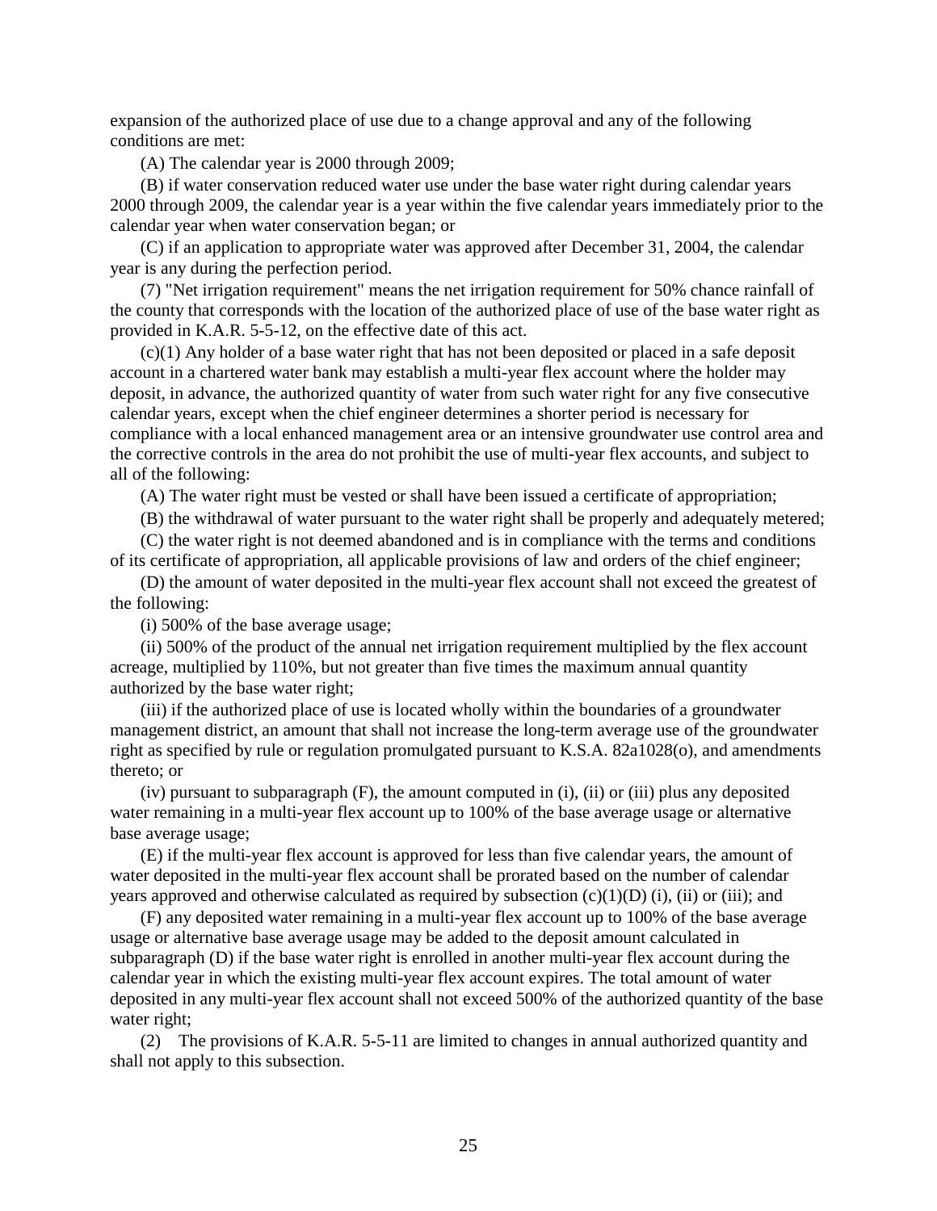expansion of the authorized place of use due to a change approval and any of the following conditions are met:

(A) The calendar year is 2000 through 2009;

(B) if water conservation reduced water use under the base water right during calendar years 2000 through 2009, the calendar year is a year within the five calendar years immediately prior to the calendar year when water conservation began; or

(C) if an application to appropriate water was approved after December 31, 2004, the calendar year is any during the perfection period.

(7) "Net irrigation requirement" means the net irrigation requirement for 50% chance rainfall of the county that corresponds with the location of the authorized place of use of the base water right as provided in K.A.R. 5-5-12, on the effective date of this act.

(c)(1) Any holder of a base water right that has not been deposited or placed in a safe deposit account in a chartered water bank may establish a multi-year flex account where the holder may deposit, in advance, the authorized quantity of water from such water right for any five consecutive calendar years, except when the chief engineer determines a shorter period is necessary for compliance with a local enhanced management area or an intensive groundwater use control area and the corrective controls in the area do not prohibit the use of multi-year flex accounts, and subject to all of the following:

(A) The water right must be vested or shall have been issued a certificate of appropriation;

(B) the withdrawal of water pursuant to the water right shall be properly and adequately metered;

(C) the water right is not deemed abandoned and is in compliance with the terms and conditions of its certificate of appropriation, all applicable provisions of law and orders of the chief engineer;

(D) the amount of water deposited in the multi-year flex account shall not exceed the greatest of the following:

(i) 500% of the base average usage;

(ii) 500% of the product of the annual net irrigation requirement multiplied by the flex account acreage, multiplied by 110%, but not greater than five times the maximum annual quantity authorized by the base water right;

(iii) if the authorized place of use is located wholly within the boundaries of a groundwater management district, an amount that shall not increase the long-term average use of the groundwater right as specified by rule or regulation promulgated pursuant to K.S.A. 82a1028(o), and amendments thereto; or

(iv) pursuant to subparagraph (F), the amount computed in (i), (ii) or (iii) plus any deposited water remaining in a multi-year flex account up to 100% of the base average usage or alternative base average usage;

(E) if the multi-year flex account is approved for less than five calendar years, the amount of water deposited in the multi-year flex account shall be prorated based on the number of calendar years approved and otherwise calculated as required by subsection (c)(1)(D) (i), (ii) or (iii); and

(F) any deposited water remaining in a multi-year flex account up to 100% of the base average usage or alternative base average usage may be added to the deposit amount calculated in subparagraph (D) if the base water right is enrolled in another multi-year flex account during the calendar year in which the existing multi-year flex account expires. The total amount of water deposited in any multi-year flex account shall not exceed 500% of the authorized quantity of the base water right;

(2) The provisions of K.A.R. 5-5-11 are limited to changes in annual authorized quantity and shall not apply to this subsection.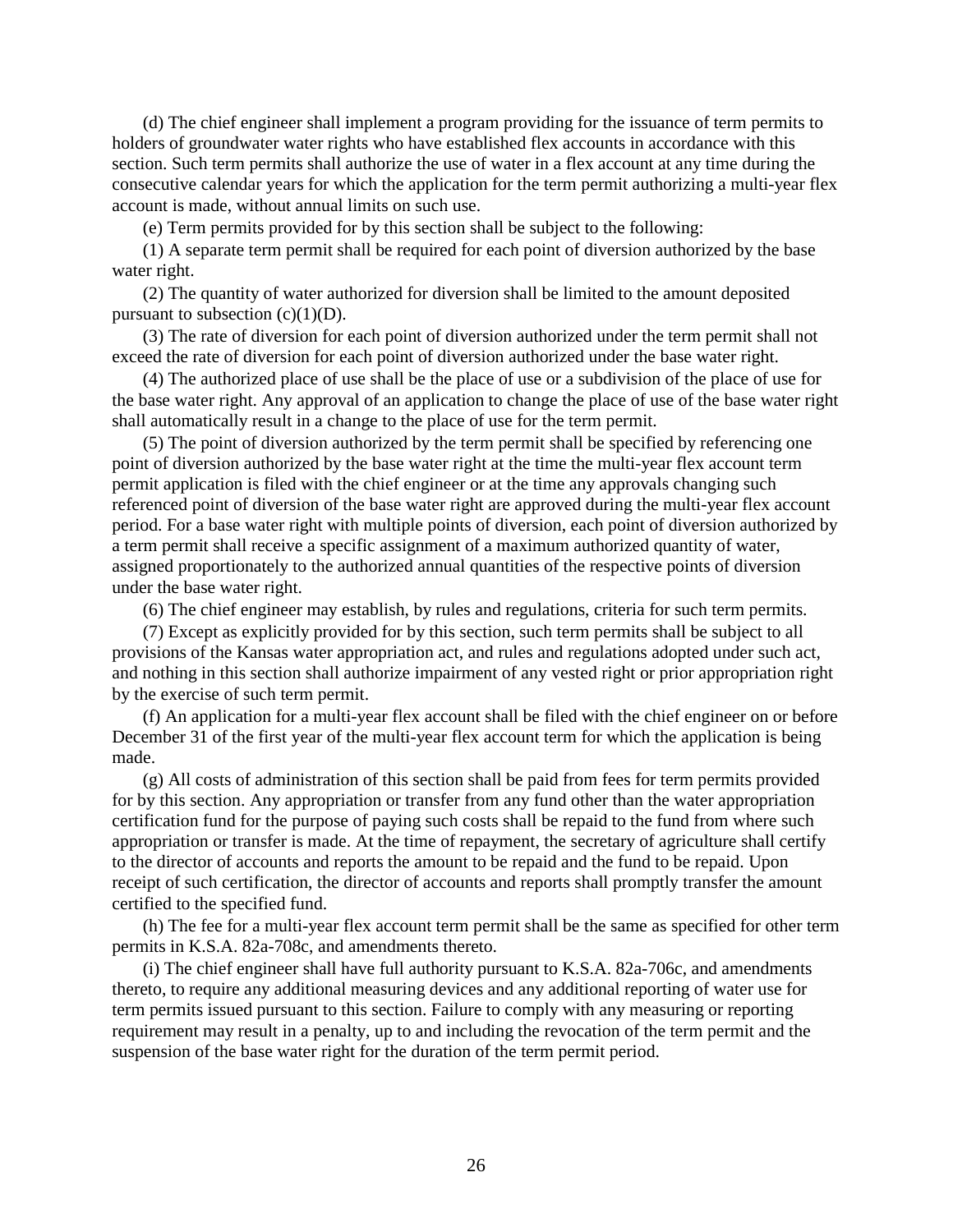(d) The chief engineer shall implement a program providing for the issuance of term permits to holders of groundwater water rights who have established flex accounts in accordance with this section. Such term permits shall authorize the use of water in a flex account at any time during the consecutive calendar years for which the application for the term permit authorizing a multi-year flex account is made, without annual limits on such use.

(e) Term permits provided for by this section shall be subject to the following:

(1) A separate term permit shall be required for each point of diversion authorized by the base water right.

(2) The quantity of water authorized for diversion shall be limited to the amount deposited pursuant to subsection (c)(1)(D).

(3) The rate of diversion for each point of diversion authorized under the term permit shall not exceed the rate of diversion for each point of diversion authorized under the base water right.

(4) The authorized place of use shall be the place of use or a subdivision of the place of use for the base water right. Any approval of an application to change the place of use of the base water right shall automatically result in a change to the place of use for the term permit.

(5) The point of diversion authorized by the term permit shall be specified by referencing one point of diversion authorized by the base water right at the time the multi-year flex account term permit application is filed with the chief engineer or at the time any approvals changing such referenced point of diversion of the base water right are approved during the multi-year flex account period. For a base water right with multiple points of diversion, each point of diversion authorized by a term permit shall receive a specific assignment of a maximum authorized quantity of water, assigned proportionately to the authorized annual quantities of the respective points of diversion under the base water right.

(6) The chief engineer may establish, by rules and regulations, criteria for such term permits.

(7) Except as explicitly provided for by this section, such term permits shall be subject to all provisions of the Kansas water appropriation act, and rules and regulations adopted under such act, and nothing in this section shall authorize impairment of any vested right or prior appropriation right by the exercise of such term permit.

(f) An application for a multi-year flex account shall be filed with the chief engineer on or before December 31 of the first year of the multi-year flex account term for which the application is being made.

(g) All costs of administration of this section shall be paid from fees for term permits provided for by this section. Any appropriation or transfer from any fund other than the water appropriation certification fund for the purpose of paying such costs shall be repaid to the fund from where such appropriation or transfer is made. At the time of repayment, the secretary of agriculture shall certify to the director of accounts and reports the amount to be repaid and the fund to be repaid. Upon receipt of such certification, the director of accounts and reports shall promptly transfer the amount certified to the specified fund.

(h) The fee for a multi-year flex account term permit shall be the same as specified for other term permits in K.S.A. 82a-708c, and amendments thereto.

(i) The chief engineer shall have full authority pursuant to K.S.A. 82a-706c, and amendments thereto, to require any additional measuring devices and any additional reporting of water use for term permits issued pursuant to this section. Failure to comply with any measuring or reporting requirement may result in a penalty, up to and including the revocation of the term permit and the suspension of the base water right for the duration of the term permit period.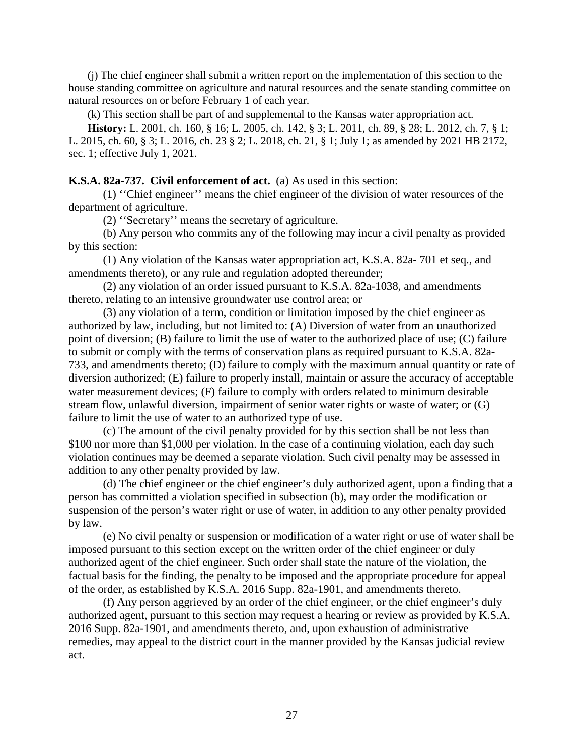(j) The chief engineer shall submit a written report on the implementation of this section to the house standing committee on agriculture and natural resources and the senate standing committee on natural resources on or before February 1 of each year.

(k) This section shall be part of and supplemental to the Kansas water appropriation act.

**History:** L. 2001, ch. 160, § 16; L. 2005, ch. 142, § 3; L. 2011, ch. 89, § 28; L. 2012, ch. 7, § 1; L. 2015, ch. 60, § 3; L. 2016, ch. 23 § 2; L. 2018, ch. 21, § 1; July 1; as amended by 2021 HB 2172, sec. 1; effective July 1, 2021.

**K.S.A. 82a-737. Civil enforcement of act.** (a) As used in this section:

(1) ''Chief engineer'' means the chief engineer of the division of water resources of the department of agriculture.

(2) ''Secretary'' means the secretary of agriculture.

(b) Any person who commits any of the following may incur a civil penalty as provided by this section:

(1) Any violation of the Kansas water appropriation act, K.S.A. 82a- 701 et seq., and amendments thereto), or any rule and regulation adopted thereunder;

(2) any violation of an order issued pursuant to K.S.A. 82a-1038, and amendments thereto, relating to an intensive groundwater use control area; or

(3) any violation of a term, condition or limitation imposed by the chief engineer as authorized by law, including, but not limited to: (A) Diversion of water from an unauthorized point of diversion; (B) failure to limit the use of water to the authorized place of use; (C) failure to submit or comply with the terms of conservation plans as required pursuant to K.S.A. 82a-733, and amendments thereto; (D) failure to comply with the maximum annual quantity or rate of diversion authorized; (E) failure to properly install, maintain or assure the accuracy of acceptable water measurement devices; (F) failure to comply with orders related to minimum desirable stream flow, unlawful diversion, impairment of senior water rights or waste of water; or (G) failure to limit the use of water to an authorized type of use.

(c) The amount of the civil penalty provided for by this section shall be not less than \$100 nor more than \$1,000 per violation. In the case of a continuing violation, each day such violation continues may be deemed a separate violation. Such civil penalty may be assessed in addition to any other penalty provided by law.

(d) The chief engineer or the chief engineer's duly authorized agent, upon a finding that a person has committed a violation specified in subsection (b), may order the modification or suspension of the person's water right or use of water, in addition to any other penalty provided by law.

(e) No civil penalty or suspension or modification of a water right or use of water shall be imposed pursuant to this section except on the written order of the chief engineer or duly authorized agent of the chief engineer. Such order shall state the nature of the violation, the factual basis for the finding, the penalty to be imposed and the appropriate procedure for appeal of the order, as established by K.S.A. 2016 Supp. 82a-1901, and amendments thereto.

(f) Any person aggrieved by an order of the chief engineer, or the chief engineer's duly authorized agent, pursuant to this section may request a hearing or review as provided by K.S.A. 2016 Supp. 82a-1901, and amendments thereto, and, upon exhaustion of administrative remedies, may appeal to the district court in the manner provided by the Kansas judicial review act.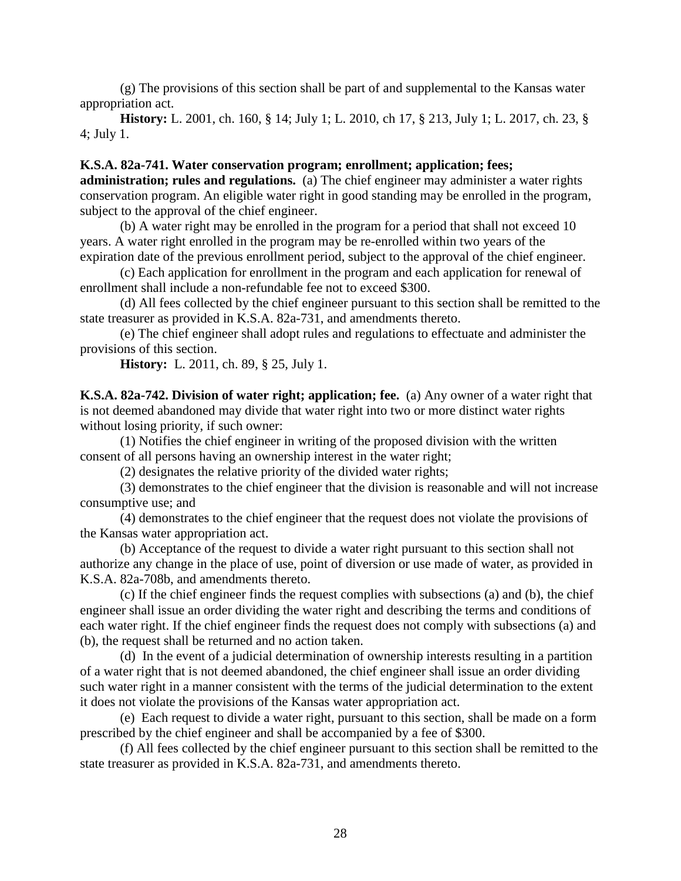(g) The provisions of this section shall be part of and supplemental to the Kansas water appropriation act.

**History:** L. 2001, ch. 160, § 14; July 1; L. 2010, ch 17, § 213, July 1; L. 2017, ch. 23, § 4; July 1.

**K.S.A. 82a-741. Water conservation program; enrollment; application; fees; administration; rules and regulations.** (a) The chief engineer may administer a water rights conservation program. An eligible water right in good standing may be enrolled in the program, subject to the approval of the chief engineer.

(b) A water right may be enrolled in the program for a period that shall not exceed 10 years. A water right enrolled in the program may be re-enrolled within two years of the expiration date of the previous enrollment period, subject to the approval of the chief engineer.

(c) Each application for enrollment in the program and each application for renewal of enrollment shall include a non-refundable fee not to exceed $300.

(d) All fees collected by the chief engineer pursuant to this section shall be remitted to the state treasurer as provided in K.S.A. 82a-731, and amendments thereto.

(e) The chief engineer shall adopt rules and regulations to effectuate and administer the provisions of this section.

**History:** L. 2011, ch. 89, § 25, July 1.

**K.S.A. 82a-742. Division of water right; application; fee.** (a) Any owner of a water right that is not deemed abandoned may divide that water right into two or more distinct water rights without losing priority, if such owner:

(1) Notifies the chief engineer in writing of the proposed division with the written consent of all persons having an ownership interest in the water right;

(2) designates the relative priority of the divided water rights;

(3) demonstrates to the chief engineer that the division is reasonable and will not increase consumptive use; and

(4) demonstrates to the chief engineer that the request does not violate the provisions of the Kansas water appropriation act.

(b) Acceptance of the request to divide a water right pursuant to this section shall not authorize any change in the place of use, point of diversion or use made of water, as provided in K.S.A. 82a-708b, and amendments thereto.

(c) If the chief engineer finds the request complies with subsections (a) and (b), the chief engineer shall issue an order dividing the water right and describing the terms and conditions of each water right. If the chief engineer finds the request does not comply with subsections (a) and (b), the request shall be returned and no action taken.

(d) In the event of a judicial determination of ownership interests resulting in a partition of a water right that is not deemed abandoned, the chief engineer shall issue an order dividing such water right in a manner consistent with the terms of the judicial determination to the extent it does not violate the provisions of the Kansas water appropriation act.

(e) Each request to divide a water right, pursuant to this section, shall be made on a form prescribed by the chief engineer and shall be accompanied by a fee of $300.

(f) All fees collected by the chief engineer pursuant to this section shall be remitted to the state treasurer as provided in K.S.A. 82a-731, and amendments thereto.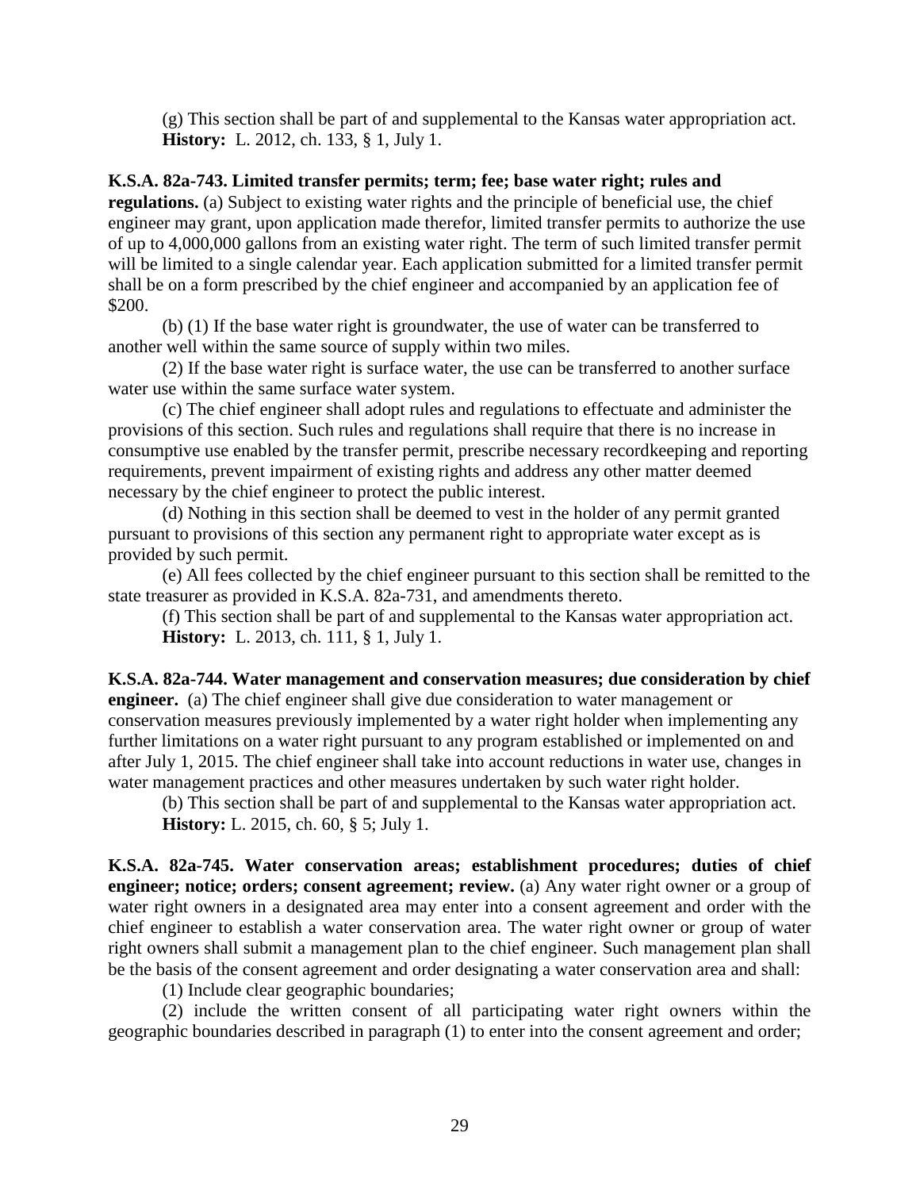(g) This section shall be part of and supplemental to the Kansas water appropriation act.
**History:** L. 2012, ch. 133, § 1, July 1.

**K.S.A. 82a-743. Limited transfer permits; term; fee; base water right; rules and regulations.** (a) Subject to existing water rights and the principle of beneficial use, the chief engineer may grant, upon application made therefor, limited transfer permits to authorize the use of up to 4,000,000 gallons from an existing water right. The term of such limited transfer permit will be limited to a single calendar year. Each application submitted for a limited transfer permit shall be on a form prescribed by the chief engineer and accompanied by an application fee of $200.

(b) (1) If the base water right is groundwater, the use of water can be transferred to another well within the same source of supply within two miles.

(2) If the base water right is surface water, the use can be transferred to another surface water use within the same surface water system.

(c) The chief engineer shall adopt rules and regulations to effectuate and administer the provisions of this section. Such rules and regulations shall require that there is no increase in consumptive use enabled by the transfer permit, prescribe necessary recordkeeping and reporting requirements, prevent impairment of existing rights and address any other matter deemed necessary by the chief engineer to protect the public interest.

(d) Nothing in this section shall be deemed to vest in the holder of any permit granted pursuant to provisions of this section any permanent right to appropriate water except as is provided by such permit.

(e) All fees collected by the chief engineer pursuant to this section shall be remitted to the state treasurer as provided in K.S.A. 82a-731, and amendments thereto.

(f) This section shall be part of and supplemental to the Kansas water appropriation act.
**History:** L. 2013, ch. 111, § 1, July 1.

**K.S.A. 82a-744. Water management and conservation measures; due consideration by chief engineer.** (a) The chief engineer shall give due consideration to water management or conservation measures previously implemented by a water right holder when implementing any further limitations on a water right pursuant to any program established or implemented on and after July 1, 2015. The chief engineer shall take into account reductions in water use, changes in water management practices and other measures undertaken by such water right holder.

(b) This section shall be part of and supplemental to the Kansas water appropriation act.
**History:** L. 2015, ch. 60, § 5; July 1.

**K.S.A. 82a-745. Water conservation areas; establishment procedures; duties of chief engineer; notice; orders; consent agreement; review.** (a) Any water right owner or a group of water right owners in a designated area may enter into a consent agreement and order with the chief engineer to establish a water conservation area. The water right owner or group of water right owners shall submit a management plan to the chief engineer. Such management plan shall be the basis of the consent agreement and order designating a water conservation area and shall:

(1) Include clear geographic boundaries;

(2) include the written consent of all participating water right owners within the geographic boundaries described in paragraph (1) to enter into the consent agreement and order;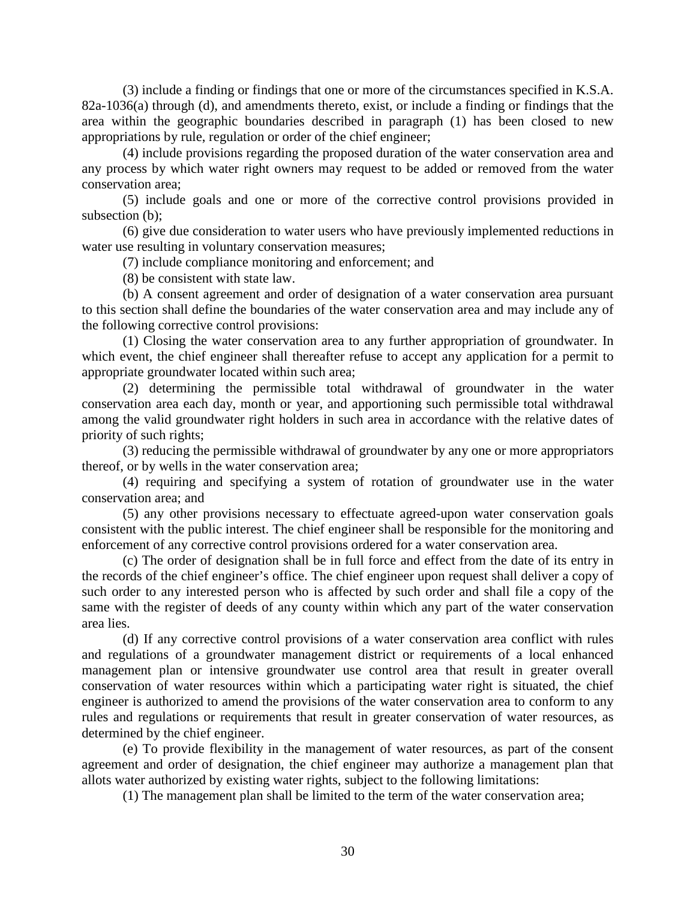(3) include a finding or findings that one or more of the circumstances specified in K.S.A. 82a-1036(a) through (d), and amendments thereto, exist, or include a finding or findings that the area within the geographic boundaries described in paragraph (1) has been closed to new appropriations by rule, regulation or order of the chief engineer;

(4) include provisions regarding the proposed duration of the water conservation area and any process by which water right owners may request to be added or removed from the water conservation area;

(5) include goals and one or more of the corrective control provisions provided in subsection (b);

(6) give due consideration to water users who have previously implemented reductions in water use resulting in voluntary conservation measures;

(7) include compliance monitoring and enforcement; and

(8) be consistent with state law.

(b) A consent agreement and order of designation of a water conservation area pursuant to this section shall define the boundaries of the water conservation area and may include any of the following corrective control provisions:

(1) Closing the water conservation area to any further appropriation of groundwater. In which event, the chief engineer shall thereafter refuse to accept any application for a permit to appropriate groundwater located within such area;

(2) determining the permissible total withdrawal of groundwater in the water conservation area each day, month or year, and apportioning such permissible total withdrawal among the valid groundwater right holders in such area in accordance with the relative dates of priority of such rights;

(3) reducing the permissible withdrawal of groundwater by any one or more appropriators thereof, or by wells in the water conservation area;

(4) requiring and specifying a system of rotation of groundwater use in the water conservation area; and

(5) any other provisions necessary to effectuate agreed-upon water conservation goals consistent with the public interest. The chief engineer shall be responsible for the monitoring and enforcement of any corrective control provisions ordered for a water conservation area.

(c) The order of designation shall be in full force and effect from the date of its entry in the records of the chief engineer's office. The chief engineer upon request shall deliver a copy of such order to any interested person who is affected by such order and shall file a copy of the same with the register of deeds of any county within which any part of the water conservation area lies.

(d) If any corrective control provisions of a water conservation area conflict with rules and regulations of a groundwater management district or requirements of a local enhanced management plan or intensive groundwater use control area that result in greater overall conservation of water resources within which a participating water right is situated, the chief engineer is authorized to amend the provisions of the water conservation area to conform to any rules and regulations or requirements that result in greater conservation of water resources, as determined by the chief engineer.

(e) To provide flexibility in the management of water resources, as part of the consent agreement and order of designation, the chief engineer may authorize a management plan that allots water authorized by existing water rights, subject to the following limitations:

(1) The management plan shall be limited to the term of the water conservation area;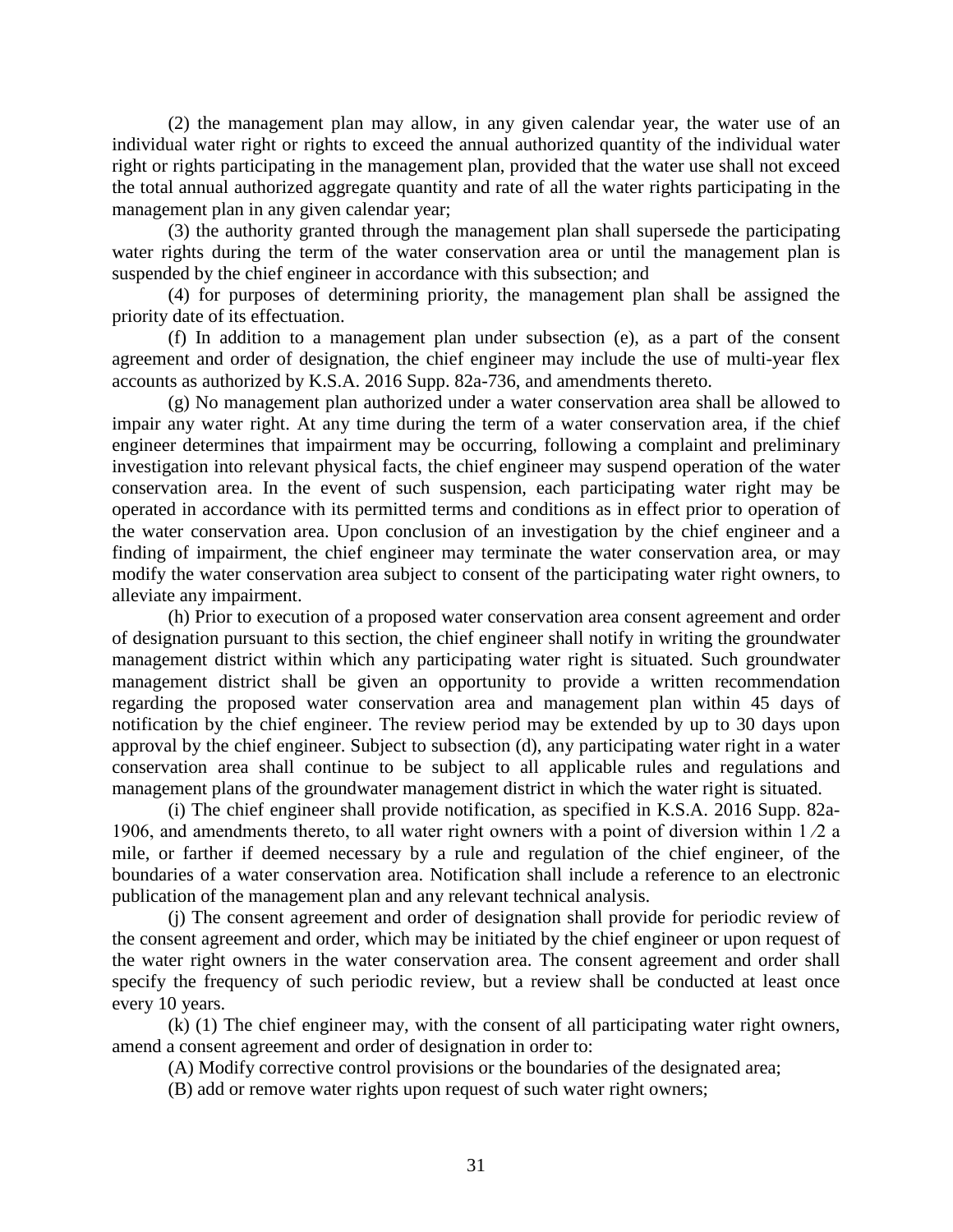(2) the management plan may allow, in any given calendar year, the water use of an individual water right or rights to exceed the annual authorized quantity of the individual water right or rights participating in the management plan, provided that the water use shall not exceed the total annual authorized aggregate quantity and rate of all the water rights participating in the management plan in any given calendar year;

(3) the authority granted through the management plan shall supersede the participating water rights during the term of the water conservation area or until the management plan is suspended by the chief engineer in accordance with this subsection; and

(4) for purposes of determining priority, the management plan shall be assigned the priority date of its effectuation.

(f) In addition to a management plan under subsection (e), as a part of the consent agreement and order of designation, the chief engineer may include the use of multi-year flex accounts as authorized by K.S.A. 2016 Supp. 82a-736, and amendments thereto.

(g) No management plan authorized under a water conservation area shall be allowed to impair any water right. At any time during the term of a water conservation area, if the chief engineer determines that impairment may be occurring, following a complaint and preliminary investigation into relevant physical facts, the chief engineer may suspend operation of the water conservation area. In the event of such suspension, each participating water right may be operated in accordance with its permitted terms and conditions as in effect prior to operation of the water conservation area. Upon conclusion of an investigation by the chief engineer and a finding of impairment, the chief engineer may terminate the water conservation area, or may modify the water conservation area subject to consent of the participating water right owners, to alleviate any impairment.

(h) Prior to execution of a proposed water conservation area consent agreement and order of designation pursuant to this section, the chief engineer shall notify in writing the groundwater management district within which any participating water right is situated. Such groundwater management district shall be given an opportunity to provide a written recommendation regarding the proposed water conservation area and management plan within 45 days of notification by the chief engineer. The review period may be extended by up to 30 days upon approval by the chief engineer. Subject to subsection (d), any participating water right in a water conservation area shall continue to be subject to all applicable rules and regulations and management plans of the groundwater management district in which the water right is situated.

(i) The chief engineer shall provide notification, as specified in K.S.A. 2016 Supp. 82a-1906, and amendments thereto, to all water right owners with a point of diversion within 1/2 a mile, or farther if deemed necessary by a rule and regulation of the chief engineer, of the boundaries of a water conservation area. Notification shall include a reference to an electronic publication of the management plan and any relevant technical analysis.

(j) The consent agreement and order of designation shall provide for periodic review of the consent agreement and order, which may be initiated by the chief engineer or upon request of the water right owners in the water conservation area. The consent agreement and order shall specify the frequency of such periodic review, but a review shall be conducted at least once every 10 years.

(k) (1) The chief engineer may, with the consent of all participating water right owners, amend a consent agreement and order of designation in order to:

(A) Modify corrective control provisions or the boundaries of the designated area;

(B) add or remove water rights upon request of such water right owners;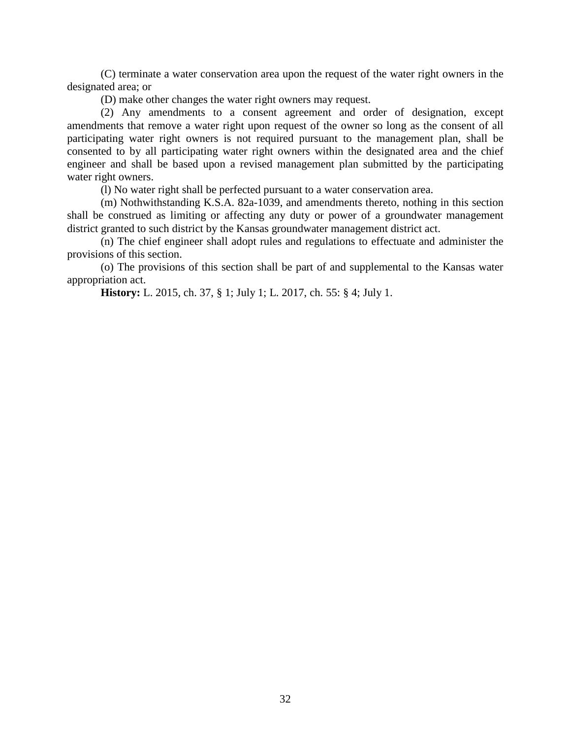(C) terminate a water conservation area upon the request of the water right owners in the designated area; or

(D) make other changes the water right owners may request.

(2) Any amendments to a consent agreement and order of designation, except amendments that remove a water right upon request of the owner so long as the consent of all participating water right owners is not required pursuant to the management plan, shall be consented to by all participating water right owners within the designated area and the chief engineer and shall be based upon a revised management plan submitted by the participating water right owners.

(l) No water right shall be perfected pursuant to a water conservation area.

(m) Nothwithstanding K.S.A. 82a-1039, and amendments thereto, nothing in this section shall be construed as limiting or affecting any duty or power of a groundwater management district granted to such district by the Kansas groundwater management district act.

(n) The chief engineer shall adopt rules and regulations to effectuate and administer the provisions of this section.

(o) The provisions of this section shall be part of and supplemental to the Kansas water appropriation act.

**History:** L. 2015, ch. 37, § 1; July 1; L. 2017, ch. 55: § 4; July 1.